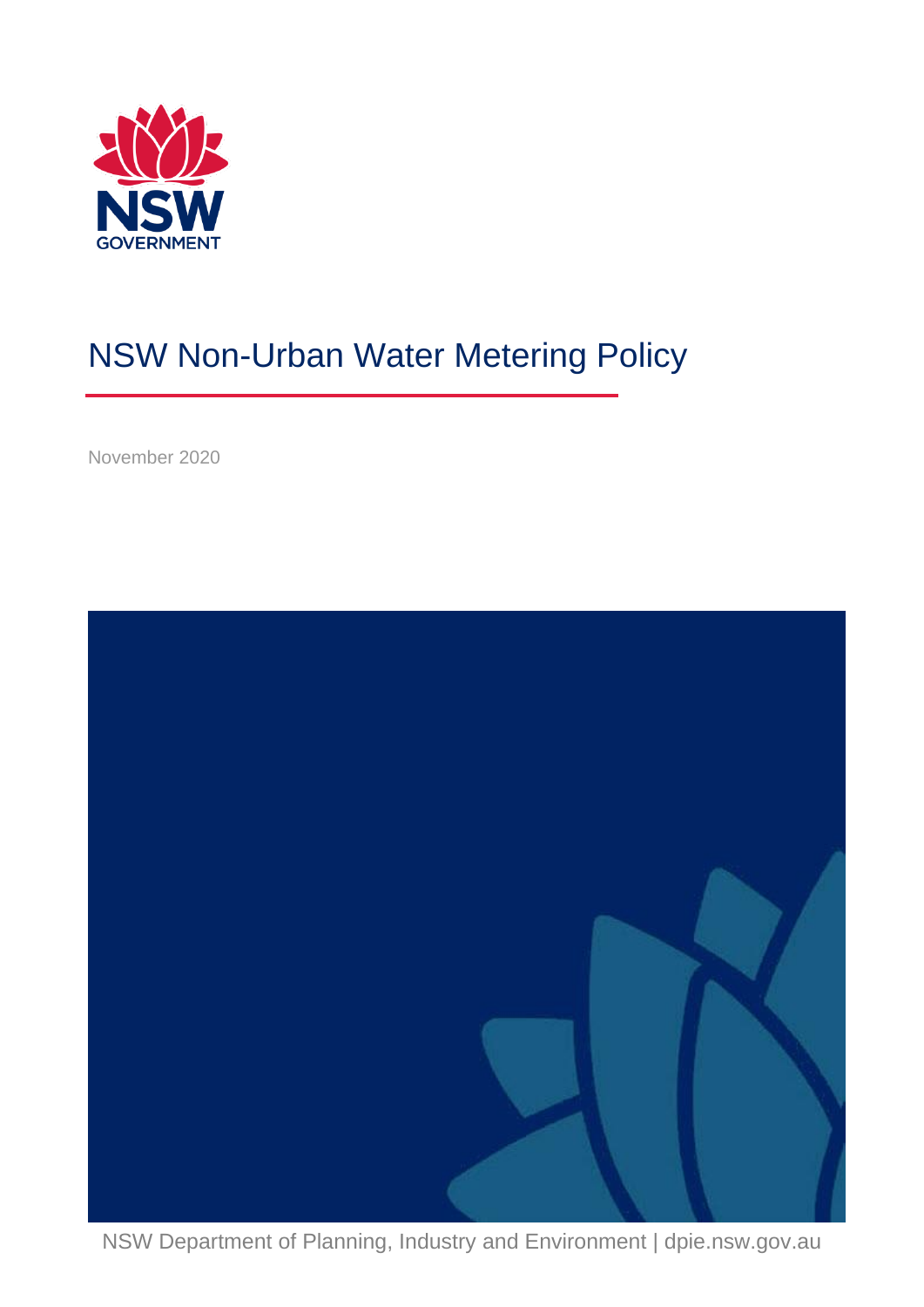NSW GOVERNMENT

# NSW Non-Urban Water Metering Policy

November 2020

NSW Department of Planning, Industry and Environment | dpie.nsw.gov.au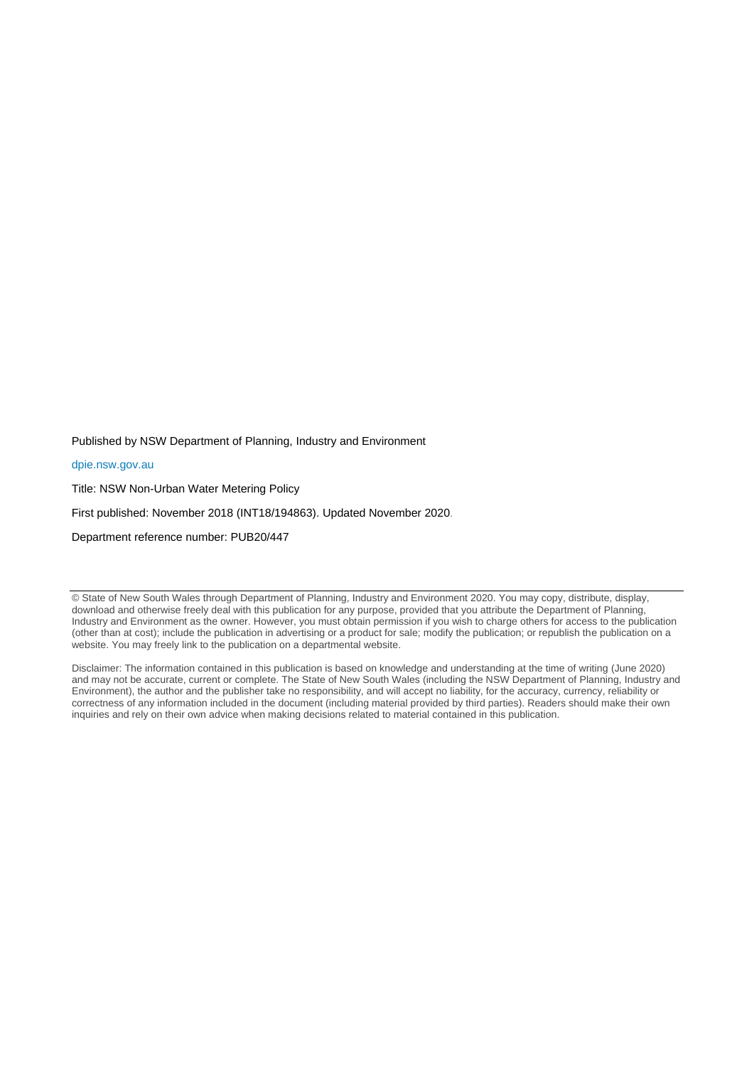Published by NSW Department of Planning, Industry and Environment

dpie.nsw.gov.au

Title: NSW Non-Urban Water Metering Policy

First published: November 2018 (INT18/194863). Updated November 2020.

Department reference number: PUB20/447

---

© State of New South Wales through Department of Planning, Industry and Environment 2020. You may copy, distribute, display, download and otherwise freely deal with this publication for any purpose, provided that you attribute the Department of Planning, Industry and Environment as the owner. However, you must obtain permission if you wish to charge others for access to the publication (other than at cost); include the publication in advertising or a product for sale; modify the publication; or republish the publication on a website. You may freely link to the publication on a departmental website.

Disclaimer: The information contained in this publication is based on knowledge and understanding at the time of writing (June 2020) and may not be accurate, current or complete. The State of New South Wales (including the NSW Department of Planning, Industry and Environment), the author and the publisher take no responsibility, and will accept no liability, for the accuracy, currency, reliability or correctness of any information included in the document (including material provided by third parties). Readers should make their own inquiries and rely on their own advice when making decisions related to material contained in this publication.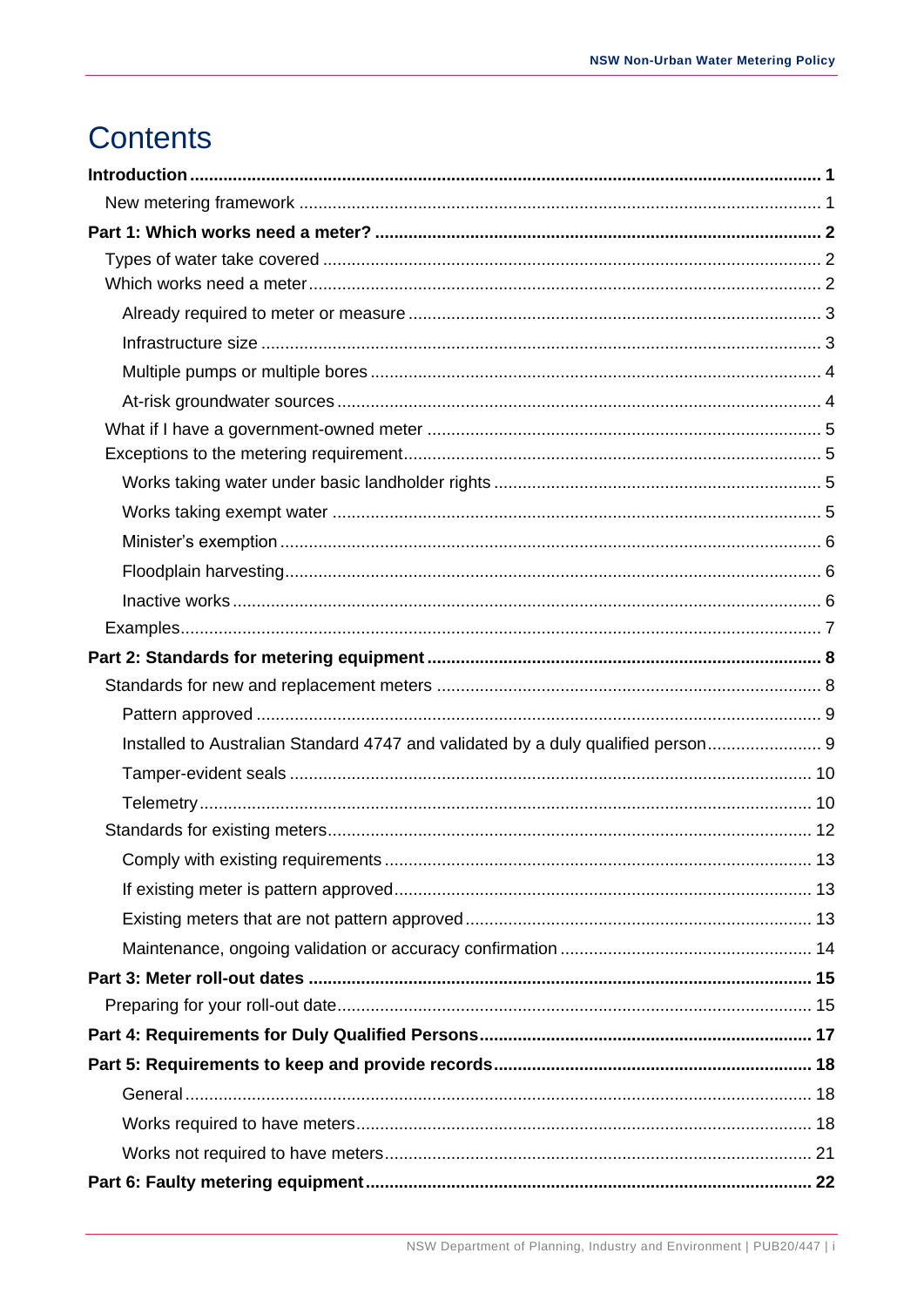# Contents

- **Introduction** **1**
  - New metering framework 1
- **Part 1: Which works need a meter?** **2**
  - Types of water take covered 2
  - Which works need a meter 2
    - Already required to meter or measure 3
    - Infrastructure size 3
    - Multiple pumps or multiple bores 4
    - At-risk groundwater sources 4
  - What if I have a government-owned meter 5
  - Exceptions to the metering requirement 5
    - Works taking water under basic landholder rights 5
    - Works taking exempt water 5
    - Minister's exemption 6
    - Floodplain harvesting 6
    - Inactive works 6
  - Examples 7
- **Part 2: Standards for metering equipment** **8**
  - Standards for new and replacement meters 8
    - Pattern approved 9
    - Installed to Australian Standard 4747 and validated by a duly qualified person 9
    - Tamper-evident seals 10
    - Telemetry 10
  - Standards for existing meters 12
    - Comply with existing requirements 13
    - If existing meter is pattern approved 13
    - Existing meters that are not pattern approved 13
    - Maintenance, ongoing validation or accuracy confirmation 14
- **Part 3: Meter roll-out dates** **15**
  - Preparing for your roll-out date 15
- **Part 4: Requirements for Duly Qualified Persons** **17**
- **Part 5: Requirements to keep and provide records** **18**
  - General 18
  - Works required to have meters 18
  - Works not required to have meters 21
- **Part 6: Faulty metering equipment** **22**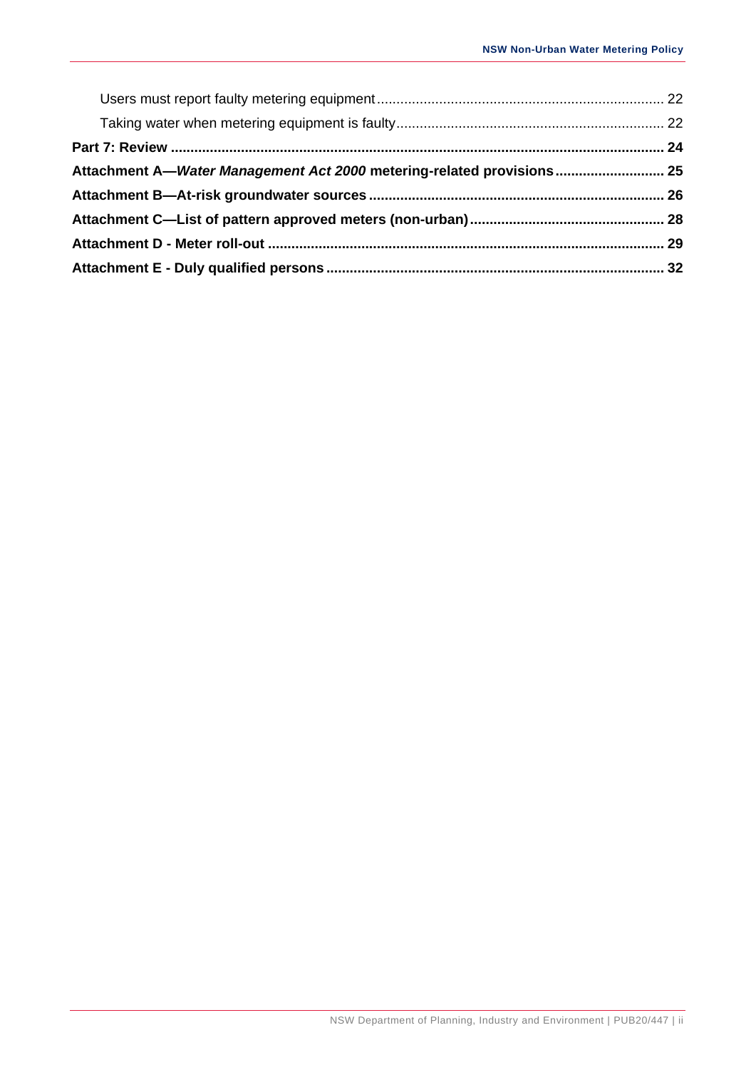Users must report faulty metering equipment ........ 22

Taking water when metering equipment is faulty ........ 22

**Part 7: Review ........ 24**

**Attachment A—*Water Management Act 2000* metering-related provisions ........ 25**

**Attachment B—At-risk groundwater sources ........ 26**

**Attachment C—List of pattern approved meters (non-urban) ........ 28**

**Attachment D - Meter roll-out ........ 29**

**Attachment E - Duly qualified persons ........ 32**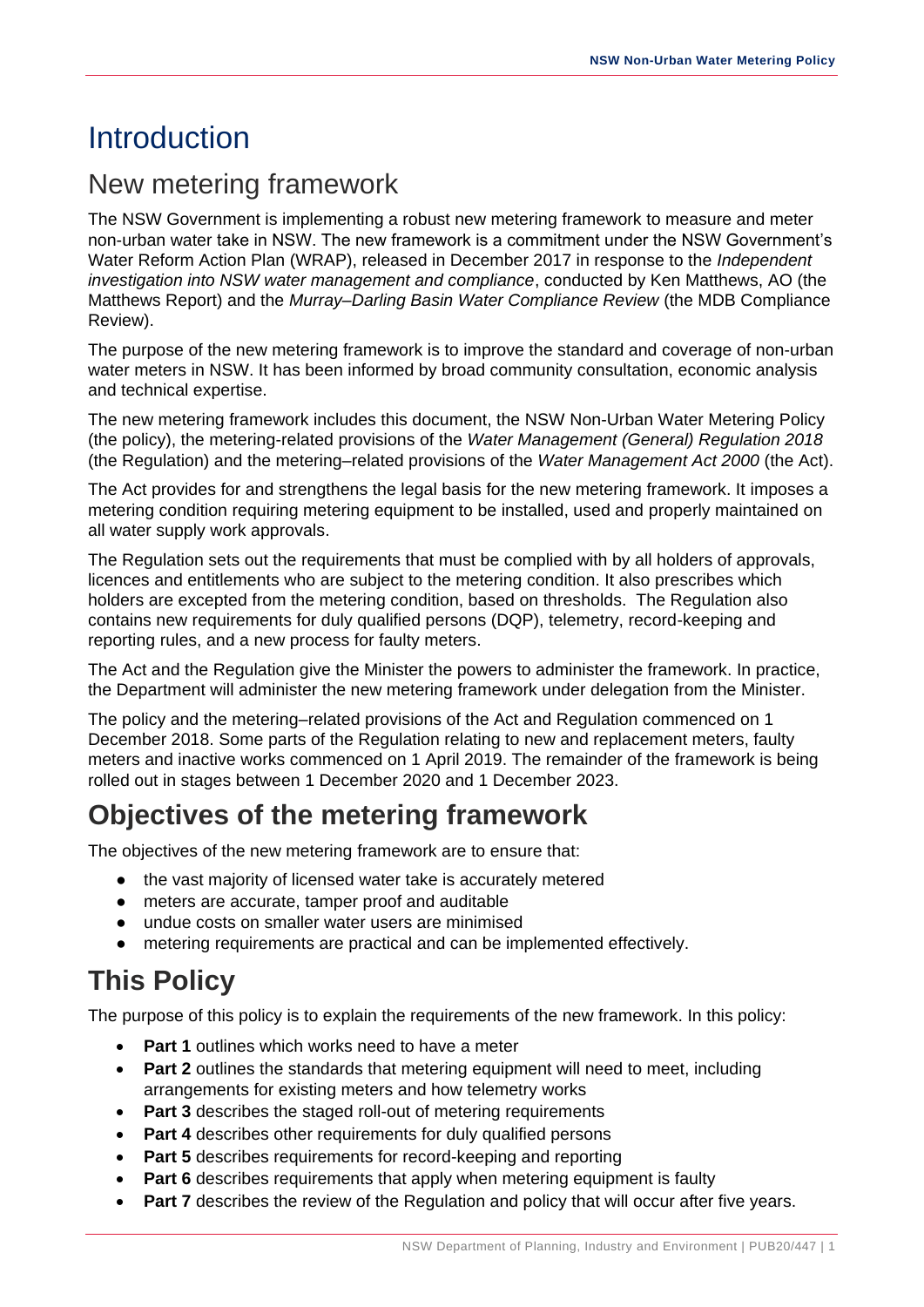# Introduction

## New metering framework

The NSW Government is implementing a robust new metering framework to measure and meter non-urban water take in NSW. The new framework is a commitment under the NSW Government's Water Reform Action Plan (WRAP), released in December 2017 in response to the *Independent investigation into NSW water management and compliance*, conducted by Ken Matthews, AO (the Matthews Report) and the *Murray–Darling Basin Water Compliance Review* (the MDB Compliance Review).

The purpose of the new metering framework is to improve the standard and coverage of non-urban water meters in NSW. It has been informed by broad community consultation, economic analysis and technical expertise.

The new metering framework includes this document, the NSW Non-Urban Water Metering Policy (the policy), the metering-related provisions of the *Water Management (General) Regulation 2018* (the Regulation) and the metering–related provisions of the *Water Management Act 2000* (the Act).

The Act provides for and strengthens the legal basis for the new metering framework. It imposes a metering condition requiring metering equipment to be installed, used and properly maintained on all water supply work approvals.

The Regulation sets out the requirements that must be complied with by all holders of approvals, licences and entitlements who are subject to the metering condition. It also prescribes which holders are excepted from the metering condition, based on thresholds. The Regulation also contains new requirements for duly qualified persons (DQP), telemetry, record-keeping and reporting rules, and a new process for faulty meters.

The Act and the Regulation give the Minister the powers to administer the framework. In practice, the Department will administer the new metering framework under delegation from the Minister.

The policy and the metering–related provisions of the Act and Regulation commenced on 1 December 2018. Some parts of the Regulation relating to new and replacement meters, faulty meters and inactive works commenced on 1 April 2019. The remainder of the framework is being rolled out in stages between 1 December 2020 and 1 December 2023.

## Objectives of the metering framework

The objectives of the new metering framework are to ensure that:

- the vast majority of licensed water take is accurately metered
- meters are accurate, tamper proof and auditable
- undue costs on smaller water users are minimised
- metering requirements are practical and can be implemented effectively.

## This Policy

The purpose of this policy is to explain the requirements of the new framework. In this policy:

- **Part 1** outlines which works need to have a meter
- **Part 2** outlines the standards that metering equipment will need to meet, including arrangements for existing meters and how telemetry works
- **Part 3** describes the staged roll-out of metering requirements
- **Part 4** describes other requirements for duly qualified persons
- **Part 5** describes requirements for record-keeping and reporting
- **Part 6** describes requirements that apply when metering equipment is faulty
- **Part 7** describes the review of the Regulation and policy that will occur after five years.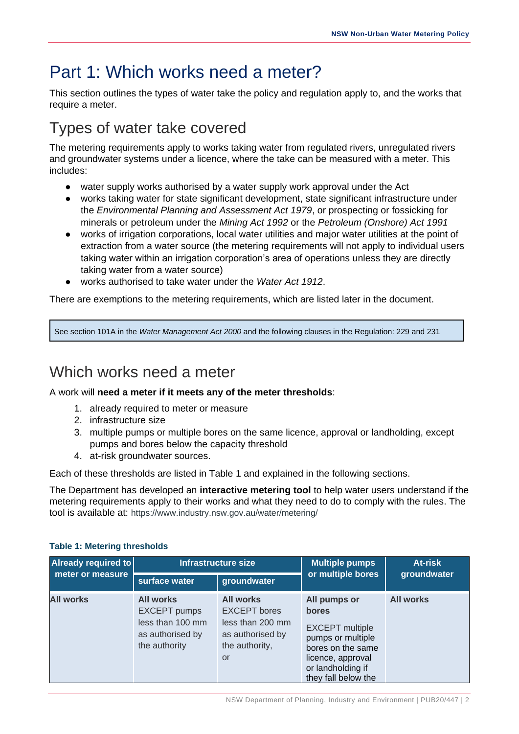# Part 1: Which works need a meter?

This section outlines the types of water take the policy and regulation apply to, and the works that require a meter.

## Types of water take covered

The metering requirements apply to works taking water from regulated rivers, unregulated rivers and groundwater systems under a licence, where the take can be measured with a meter. This includes:

- water supply works authorised by a water supply work approval under the Act
- works taking water for state significant development, state significant infrastructure under the *Environmental Planning and Assessment Act 1979*, or prospecting or fossicking for minerals or petroleum under the *Mining Act 1992* or the *Petroleum (Onshore) Act 1991*
- works of irrigation corporations, local water utilities and major water utilities at the point of extraction from a water source (the metering requirements will not apply to individual users taking water within an irrigation corporation's area of operations unless they are directly taking water from a water source)
- works authorised to take water under the *Water Act 1912*.

There are exemptions to the metering requirements, which are listed later in the document.

See section 101A in the *Water Management Act 2000* and the following clauses in the Regulation: 229 and 231

## Which works need a meter

A work will **need a meter if it meets any of the meter thresholds**:

1. already required to meter or measure
2. infrastructure size
3. multiple pumps or multiple bores on the same licence, approval or landholding, except pumps and bores below the capacity threshold
4. at-risk groundwater sources.

Each of these thresholds are listed in Table 1 and explained in the following sections.

The Department has developed an **interactive metering tool** to help water users understand if the metering requirements apply to their works and what they need to do to comply with the rules. The tool is available at: https://www.industry.nsw.gov.au/water/metering/

**Table 1: Metering thresholds**

| Already required to meter or measure | Infrastructure size | | Multiple pumps or multiple bores | At-risk groundwater |
|---|---|---|---|---|
| | surface water | groundwater | | |
| **All works** | **All works** EXCEPT pumps less than 100 mm as authorised by the authority | **All works** EXCEPT bores less than 200 mm as authorised by the authority, or | **All pumps or bores** EXCEPT multiple pumps or multiple bores on the same licence, approval or landholding if they fall below the | **All works** |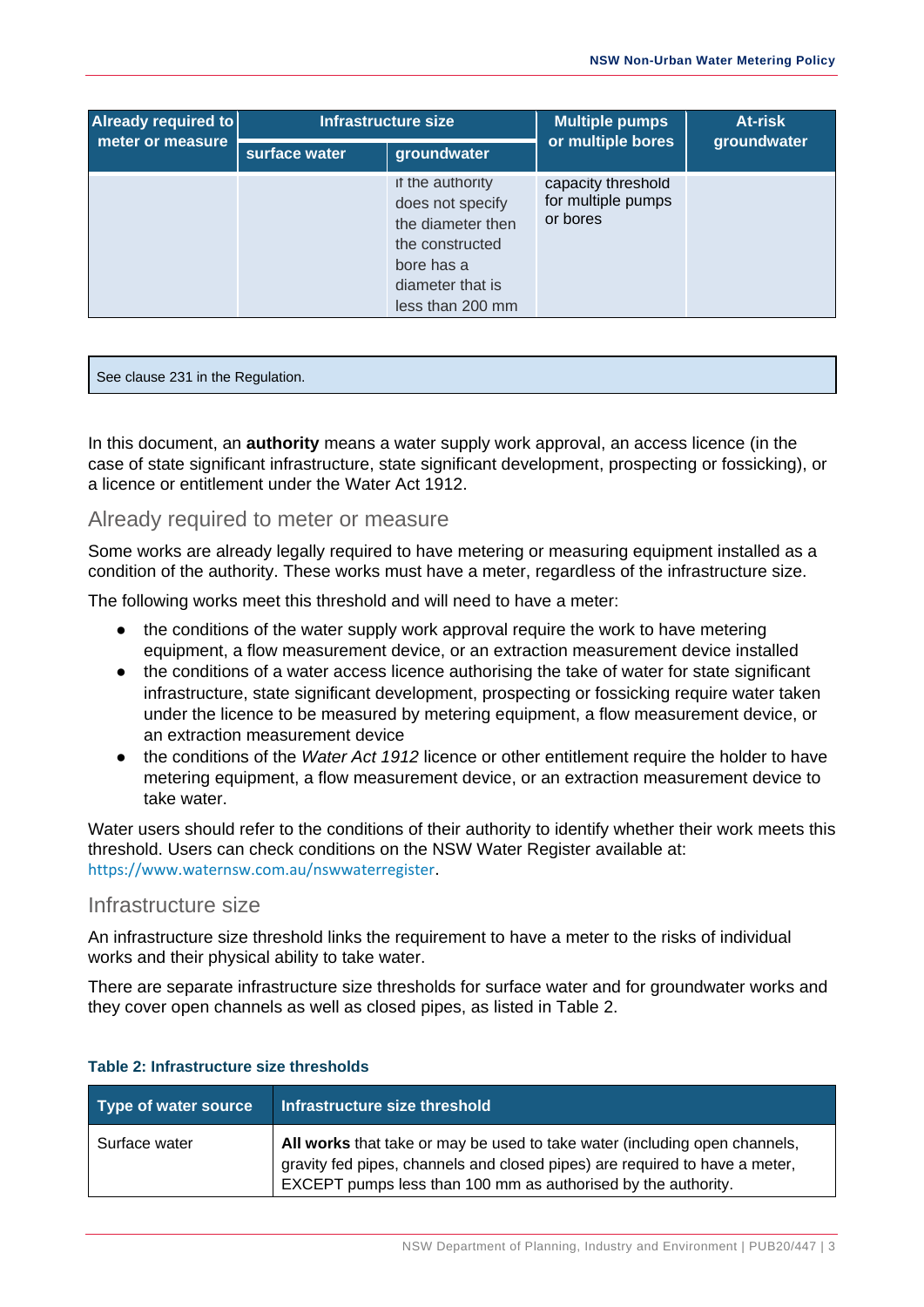| Already required to meter or measure | Infrastructure size | | Multiple pumps or multiple bores | At-risk groundwater |
|---|---|---|---|---|
| | surface water | groundwater | | |
| | | if the authority does not specify the diameter then the constructed bore has a diameter that is less than 200 mm | capacity threshold for multiple pumps or bores | |

See clause 231 in the Regulation.

In this document, an **authority** means a water supply work approval, an access licence (in the case of state significant infrastructure, state significant development, prospecting or fossicking), or a licence or entitlement under the Water Act 1912.

## Already required to meter or measure

Some works are already legally required to have metering or measuring equipment installed as a condition of the authority. These works must have a meter, regardless of the infrastructure size.

The following works meet this threshold and will need to have a meter:

- the conditions of the water supply work approval require the work to have metering equipment, a flow measurement device, or an extraction measurement device installed
- the conditions of a water access licence authorising the take of water for state significant infrastructure, state significant development, prospecting or fossicking require water taken under the licence to be measured by metering equipment, a flow measurement device, or an extraction measurement device
- the conditions of the *Water Act 1912* licence or other entitlement require the holder to have metering equipment, a flow measurement device, or an extraction measurement device to take water.

Water users should refer to the conditions of their authority to identify whether their work meets this threshold. Users can check conditions on the NSW Water Register available at: https://www.waternsw.com.au/nswwaterregister.

## Infrastructure size

An infrastructure size threshold links the requirement to have a meter to the risks of individual works and their physical ability to take water.

There are separate infrastructure size thresholds for surface water and for groundwater works and they cover open channels as well as closed pipes, as listed in Table 2.

**Table 2: Infrastructure size thresholds**

| Type of water source | Infrastructure size threshold |
|---|---|
| Surface water | **All works** that take or may be used to take water (including open channels, gravity fed pipes, channels and closed pipes) are required to have a meter, EXCEPT pumps less than 100 mm as authorised by the authority. |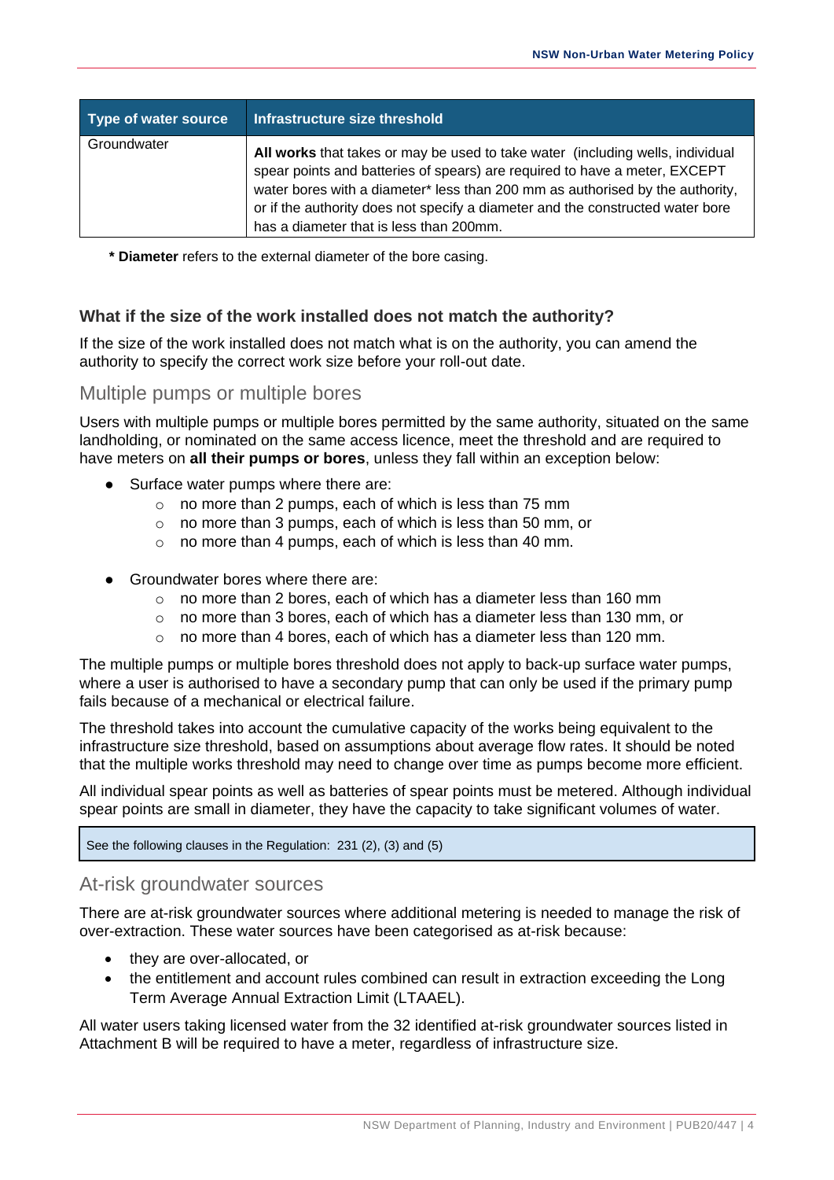| Type of water source | Infrastructure size threshold |
| --- | --- |
| Groundwater | **All works** that takes or may be used to take water (including wells, individual spear points and batteries of spears) are required to have a meter, EXCEPT water bores with a diameter* less than 200 mm as authorised by the authority, or if the authority does not specify a diameter and the constructed water bore has a diameter that is less than 200mm. |

**\* Diameter** refers to the external diameter of the bore casing.

### What if the size of the work installed does not match the authority?

If the size of the work installed does not match what is on the authority, you can amend the authority to specify the correct work size before your roll-out date.

## Multiple pumps or multiple bores

Users with multiple pumps or multiple bores permitted by the same authority, situated on the same landholding, or nominated on the same access licence, meet the threshold and are required to have meters on **all their pumps or bores**, unless they fall within an exception below:

- Surface water pumps where there are:
  - no more than 2 pumps, each of which is less than 75 mm
  - no more than 3 pumps, each of which is less than 50 mm, or
  - no more than 4 pumps, each of which is less than 40 mm.
- Groundwater bores where there are:
  - no more than 2 bores, each of which has a diameter less than 160 mm
  - no more than 3 bores, each of which has a diameter less than 130 mm, or
  - no more than 4 bores, each of which has a diameter less than 120 mm.

The multiple pumps or multiple bores threshold does not apply to back-up surface water pumps, where a user is authorised to have a secondary pump that can only be used if the primary pump fails because of a mechanical or electrical failure.

The threshold takes into account the cumulative capacity of the works being equivalent to the infrastructure size threshold, based on assumptions about average flow rates. It should be noted that the multiple works threshold may need to change over time as pumps become more efficient.

All individual spear points as well as batteries of spear points must be metered. Although individual spear points are small in diameter, they have the capacity to take significant volumes of water.

> See the following clauses in the Regulation: 231 (2), (3) and (5)

## At-risk groundwater sources

There are at-risk groundwater sources where additional metering is needed to manage the risk of over-extraction. These water sources have been categorised as at-risk because:

- they are over-allocated, or
- the entitlement and account rules combined can result in extraction exceeding the Long Term Average Annual Extraction Limit (LTAAEL).

All water users taking licensed water from the 32 identified at-risk groundwater sources listed in Attachment B will be required to have a meter, regardless of infrastructure size.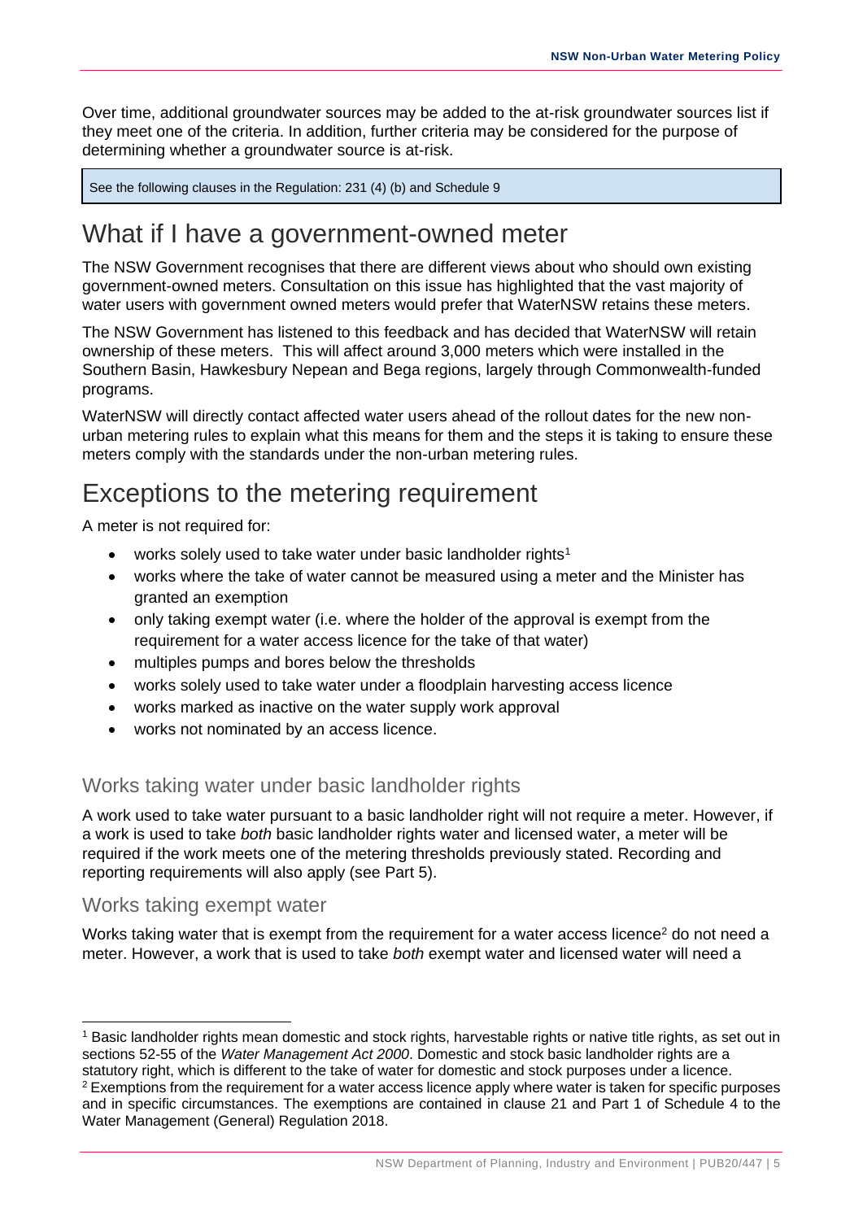Over time, additional groundwater sources may be added to the at-risk groundwater sources list if they meet one of the criteria. In addition, further criteria may be considered for the purpose of determining whether a groundwater source is at-risk.

> See the following clauses in the Regulation: 231 (4) (b) and Schedule 9

# What if I have a government-owned meter

The NSW Government recognises that there are different views about who should own existing government-owned meters. Consultation on this issue has highlighted that the vast majority of water users with government owned meters would prefer that WaterNSW retains these meters.

The NSW Government has listened to this feedback and has decided that WaterNSW will retain ownership of these meters. This will affect around 3,000 meters which were installed in the Southern Basin, Hawkesbury Nepean and Bega regions, largely through Commonwealth-funded programs.

WaterNSW will directly contact affected water users ahead of the rollout dates for the new non-urban metering rules to explain what this means for them and the steps it is taking to ensure these meters comply with the standards under the non-urban metering rules.

# Exceptions to the metering requirement

A meter is not required for:

- works solely used to take water under basic landholder rights[1]
- works where the take of water cannot be measured using a meter and the Minister has granted an exemption
- only taking exempt water (i.e. where the holder of the approval is exempt from the requirement for a water access licence for the take of that water)
- multiples pumps and bores below the thresholds
- works solely used to take water under a floodplain harvesting access licence
- works marked as inactive on the water supply work approval
- works not nominated by an access licence.

## Works taking water under basic landholder rights

A work used to take water pursuant to a basic landholder right will not require a meter. However, if a work is used to take *both* basic landholder rights water and licensed water, a meter will be required if the work meets one of the metering thresholds previously stated. Recording and reporting requirements will also apply (see Part 5).

## Works taking exempt water

Works taking water that is exempt from the requirement for a water access licence[2] do not need a meter. However, a work that is used to take *both* exempt water and licensed water will need a

---

[1] Basic landholder rights mean domestic and stock rights, harvestable rights or native title rights, as set out in sections 52-55 of the *Water Management Act 2000*. Domestic and stock basic landholder rights are a statutory right, which is different to the take of water for domestic and stock purposes under a licence.

[2] Exemptions from the requirement for a water access licence apply where water is taken for specific purposes and in specific circumstances. The exemptions are contained in clause 21 and Part 1 of Schedule 4 to the Water Management (General) Regulation 2018.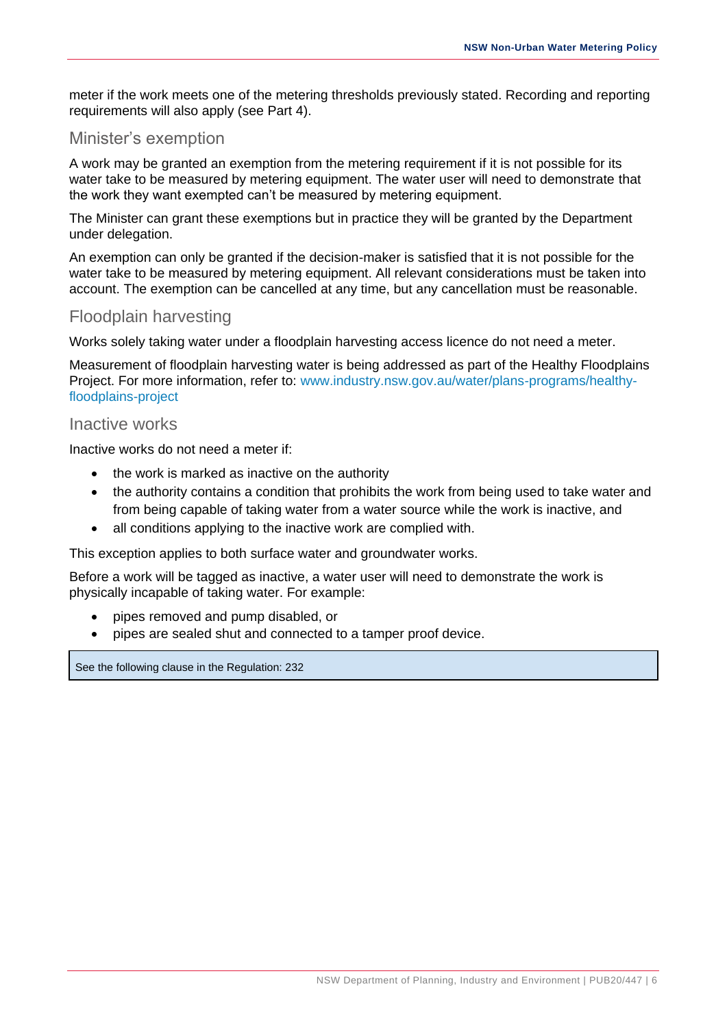meter if the work meets one of the metering thresholds previously stated. Recording and reporting requirements will also apply (see Part 4).

### Minister's exemption

A work may be granted an exemption from the metering requirement if it is not possible for its water take to be measured by metering equipment. The water user will need to demonstrate that the work they want exempted can't be measured by metering equipment.

The Minister can grant these exemptions but in practice they will be granted by the Department under delegation.

An exemption can only be granted if the decision-maker is satisfied that it is not possible for the water take to be measured by metering equipment. All relevant considerations must be taken into account. The exemption can be cancelled at any time, but any cancellation must be reasonable.

### Floodplain harvesting

Works solely taking water under a floodplain harvesting access licence do not need a meter.

Measurement of floodplain harvesting water is being addressed as part of the Healthy Floodplains Project. For more information, refer to: www.industry.nsw.gov.au/water/plans-programs/healthy-floodplains-project

### Inactive works

Inactive works do not need a meter if:

- the work is marked as inactive on the authority
- the authority contains a condition that prohibits the work from being used to take water and from being capable of taking water from a water source while the work is inactive, and
- all conditions applying to the inactive work are complied with.

This exception applies to both surface water and groundwater works.

Before a work will be tagged as inactive, a water user will need to demonstrate the work is physically incapable of taking water. For example:

- pipes removed and pump disabled, or
- pipes are sealed shut and connected to a tamper proof device.

See the following clause in the Regulation: 232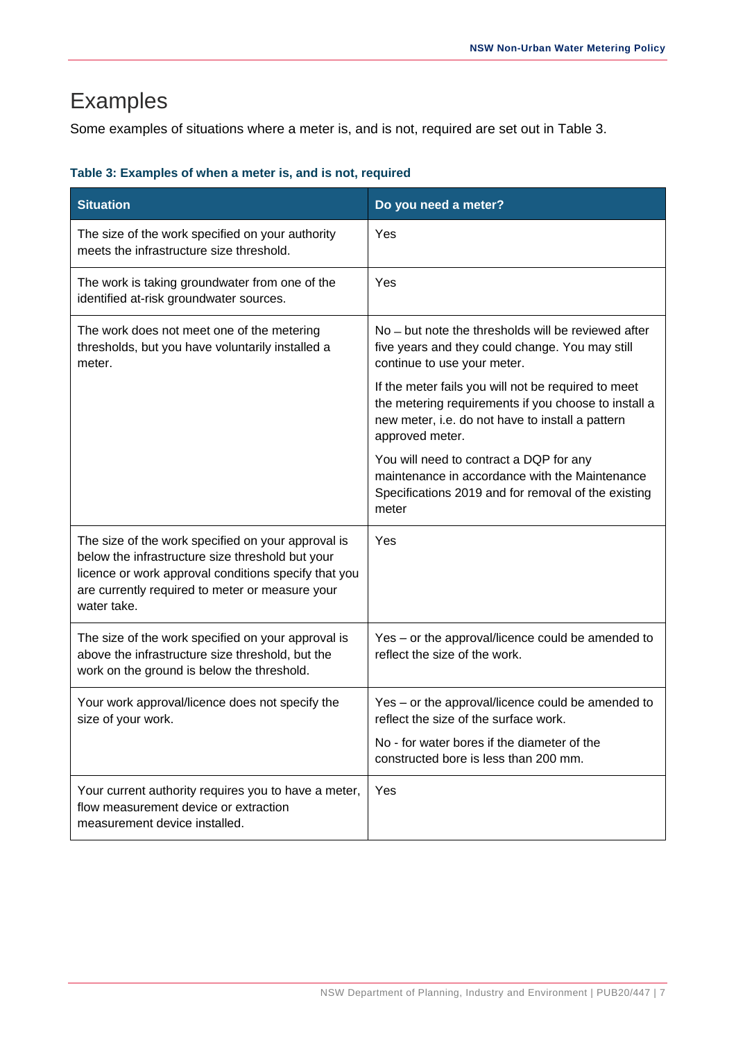# Examples

Some examples of situations where a meter is, and is not, required are set out in Table 3.

**Table 3: Examples of when a meter is, and is not, required**

| Situation | Do you need a meter? |
|---|---|
| The size of the work specified on your authority meets the infrastructure size threshold. | Yes |
| The work is taking groundwater from one of the identified at-risk groundwater sources. | Yes |
| The work does not meet one of the metering thresholds, but you have voluntarily installed a meter. | No – but note the thresholds will be reviewed after five years and they could change. You may still continue to use your meter.<br><br>If the meter fails you will not be required to meet the metering requirements if you choose to install a new meter, i.e. do not have to install a pattern approved meter.<br><br>You will need to contract a DQP for any maintenance in accordance with the Maintenance Specifications 2019 and for removal of the existing meter |
| The size of the work specified on your approval is below the infrastructure size threshold but your licence or work approval conditions specify that you are currently required to meter or measure your water take. | Yes |
| The size of the work specified on your approval is above the infrastructure size threshold, but the work on the ground is below the threshold. | Yes – or the approval/licence could be amended to reflect the size of the work. |
| Your work approval/licence does not specify the size of your work. | Yes – or the approval/licence could be amended to reflect the size of the surface work.<br><br>No - for water bores if the diameter of the constructed bore is less than 200 mm. |
| Your current authority requires you to have a meter, flow measurement device or extraction measurement device installed. | Yes |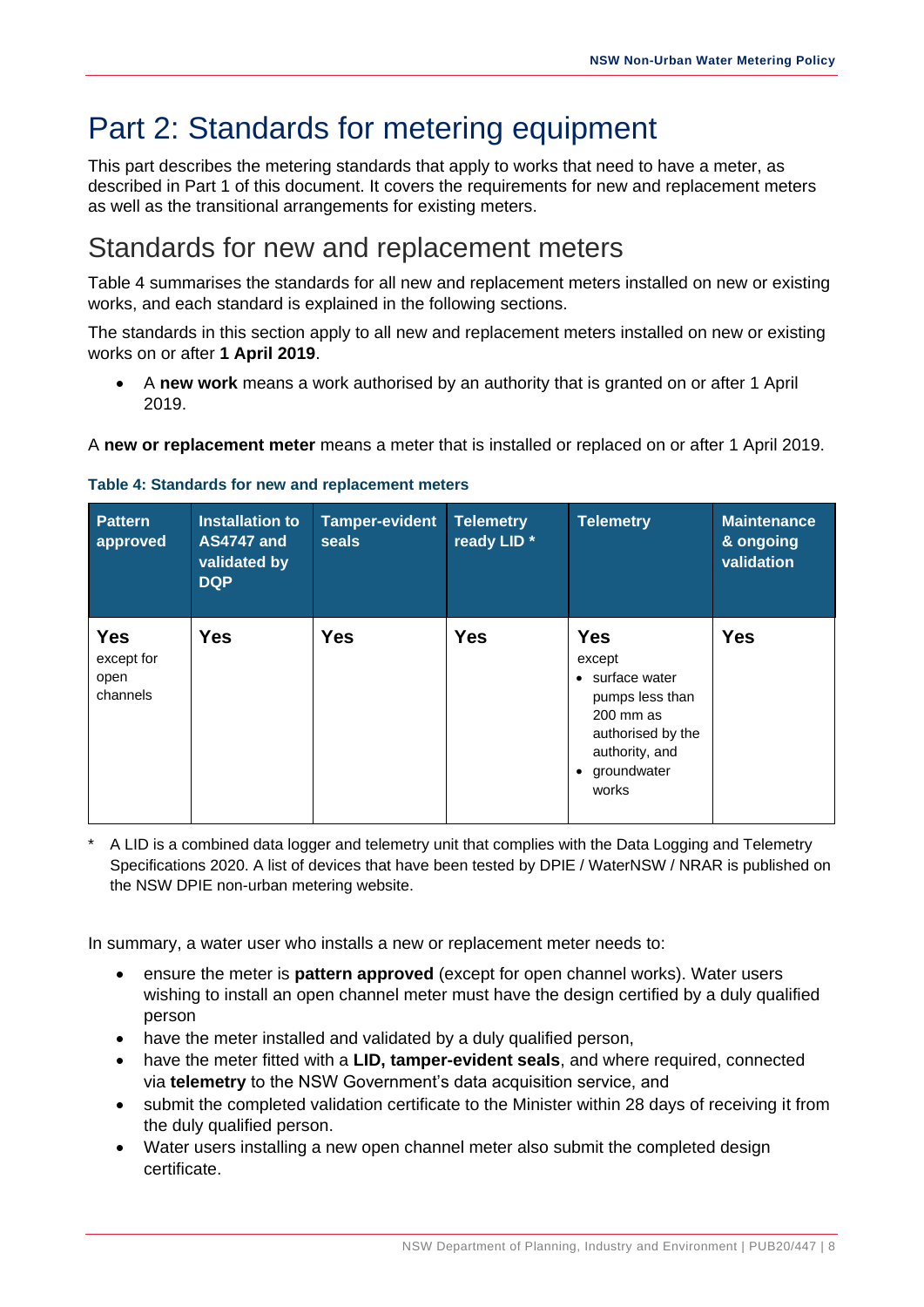# Part 2: Standards for metering equipment

This part describes the metering standards that apply to works that need to have a meter, as described in Part 1 of this document. It covers the requirements for new and replacement meters as well as the transitional arrangements for existing meters.

## Standards for new and replacement meters

Table 4 summarises the standards for all new and replacement meters installed on new or existing works, and each standard is explained in the following sections.

The standards in this section apply to all new and replacement meters installed on new or existing works on or after **1 April 2019**.

- A **new work** means a work authorised by an authority that is granted on or after 1 April 2019.

A **new or replacement meter** means a meter that is installed or replaced on or after 1 April 2019.

**Table 4: Standards for new and replacement meters**

| Pattern approved | Installation to AS4747 and validated by DQP | Tamper-evident seals | Telemetry ready LID * | Telemetry | Maintenance & ongoing validation |
|---|---|---|---|---|---|
| **Yes** except for open channels | **Yes** | **Yes** | **Yes** | **Yes** except<br>• surface water pumps less than 200 mm as authorised by the authority, and<br>• groundwater works | **Yes** |

\* A LID is a combined data logger and telemetry unit that complies with the Data Logging and Telemetry Specifications 2020. A list of devices that have been tested by DPIE / WaterNSW / NRAR is published on the NSW DPIE non-urban metering website.

In summary, a water user who installs a new or replacement meter needs to:

- ensure the meter is **pattern approved** (except for open channel works). Water users wishing to install an open channel meter must have the design certified by a duly qualified person
- have the meter installed and validated by a duly qualified person,
- have the meter fitted with a **LID, tamper-evident seals**, and where required, connected via **telemetry** to the NSW Government's data acquisition service, and
- submit the completed validation certificate to the Minister within 28 days of receiving it from the duly qualified person.
- Water users installing a new open channel meter also submit the completed design certificate.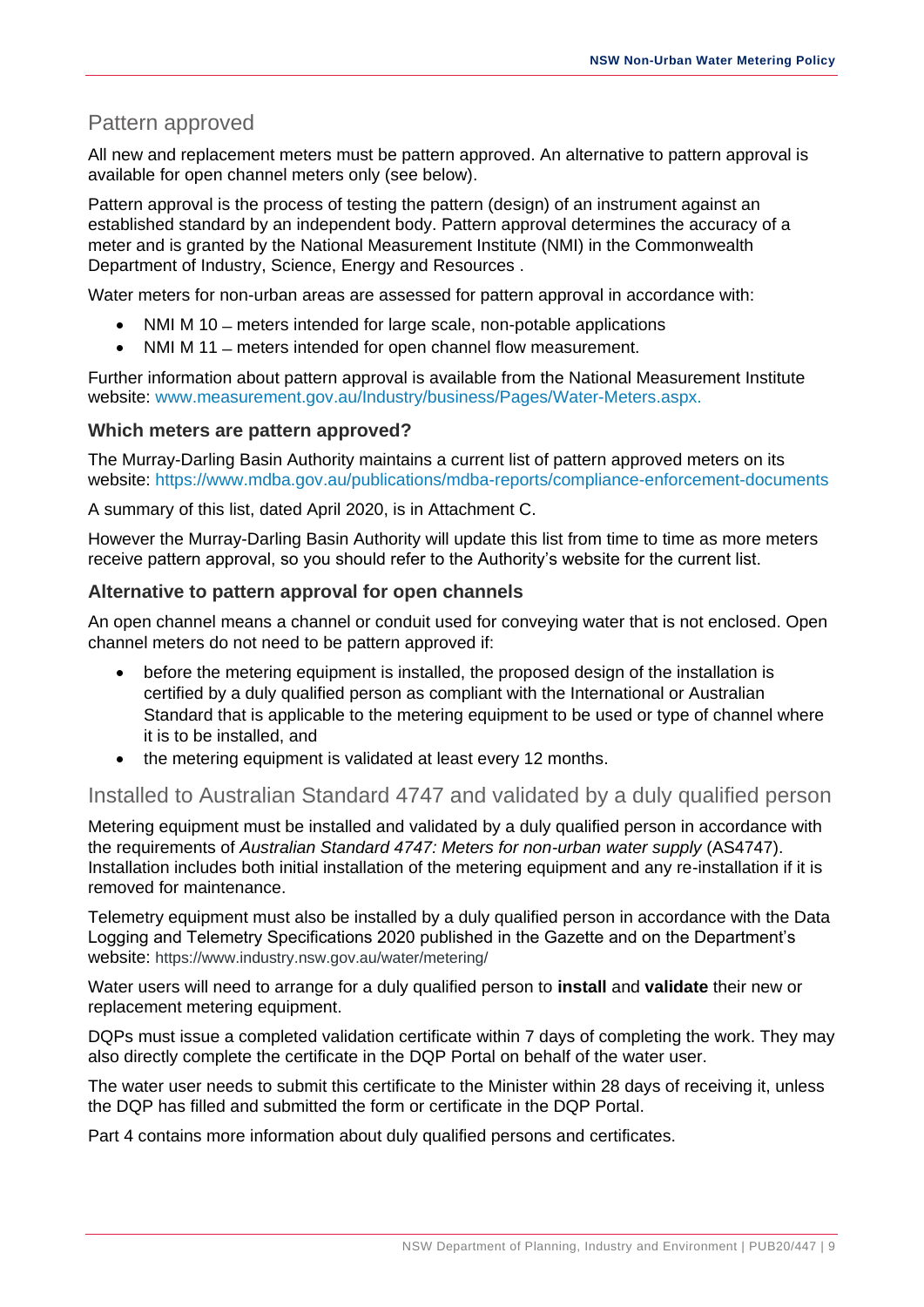## Pattern approved

All new and replacement meters must be pattern approved. An alternative to pattern approval is available for open channel meters only (see below).

Pattern approval is the process of testing the pattern (design) of an instrument against an established standard by an independent body. Pattern approval determines the accuracy of a meter and is granted by the National Measurement Institute (NMI) in the Commonwealth Department of Industry, Science, Energy and Resources .

Water meters for non-urban areas are assessed for pattern approval in accordance with:

- NMI M 10 – meters intended for large scale, non-potable applications
- NMI M 11 – meters intended for open channel flow measurement.

Further information about pattern approval is available from the National Measurement Institute website: www.measurement.gov.au/Industry/business/Pages/Water-Meters.aspx.

### Which meters are pattern approved?

The Murray-Darling Basin Authority maintains a current list of pattern approved meters on its website: https://www.mdba.gov.au/publications/mdba-reports/compliance-enforcement-documents

A summary of this list, dated April 2020, is in Attachment C.

However the Murray-Darling Basin Authority will update this list from time to time as more meters receive pattern approval, so you should refer to the Authority's website for the current list.

### Alternative to pattern approval for open channels

An open channel means a channel or conduit used for conveying water that is not enclosed. Open channel meters do not need to be pattern approved if:

- before the metering equipment is installed, the proposed design of the installation is certified by a duly qualified person as compliant with the International or Australian Standard that is applicable to the metering equipment to be used or type of channel where it is to be installed, and
- the metering equipment is validated at least every 12 months.

## Installed to Australian Standard 4747 and validated by a duly qualified person

Metering equipment must be installed and validated by a duly qualified person in accordance with the requirements of *Australian Standard 4747: Meters for non-urban water supply* (AS4747). Installation includes both initial installation of the metering equipment and any re-installation if it is removed for maintenance.

Telemetry equipment must also be installed by a duly qualified person in accordance with the Data Logging and Telemetry Specifications 2020 published in the Gazette and on the Department's website: https://www.industry.nsw.gov.au/water/metering/

Water users will need to arrange for a duly qualified person to **install** and **validate** their new or replacement metering equipment.

DQPs must issue a completed validation certificate within 7 days of completing the work. They may also directly complete the certificate in the DQP Portal on behalf of the water user.

The water user needs to submit this certificate to the Minister within 28 days of receiving it, unless the DQP has filled and submitted the form or certificate in the DQP Portal.

Part 4 contains more information about duly qualified persons and certificates.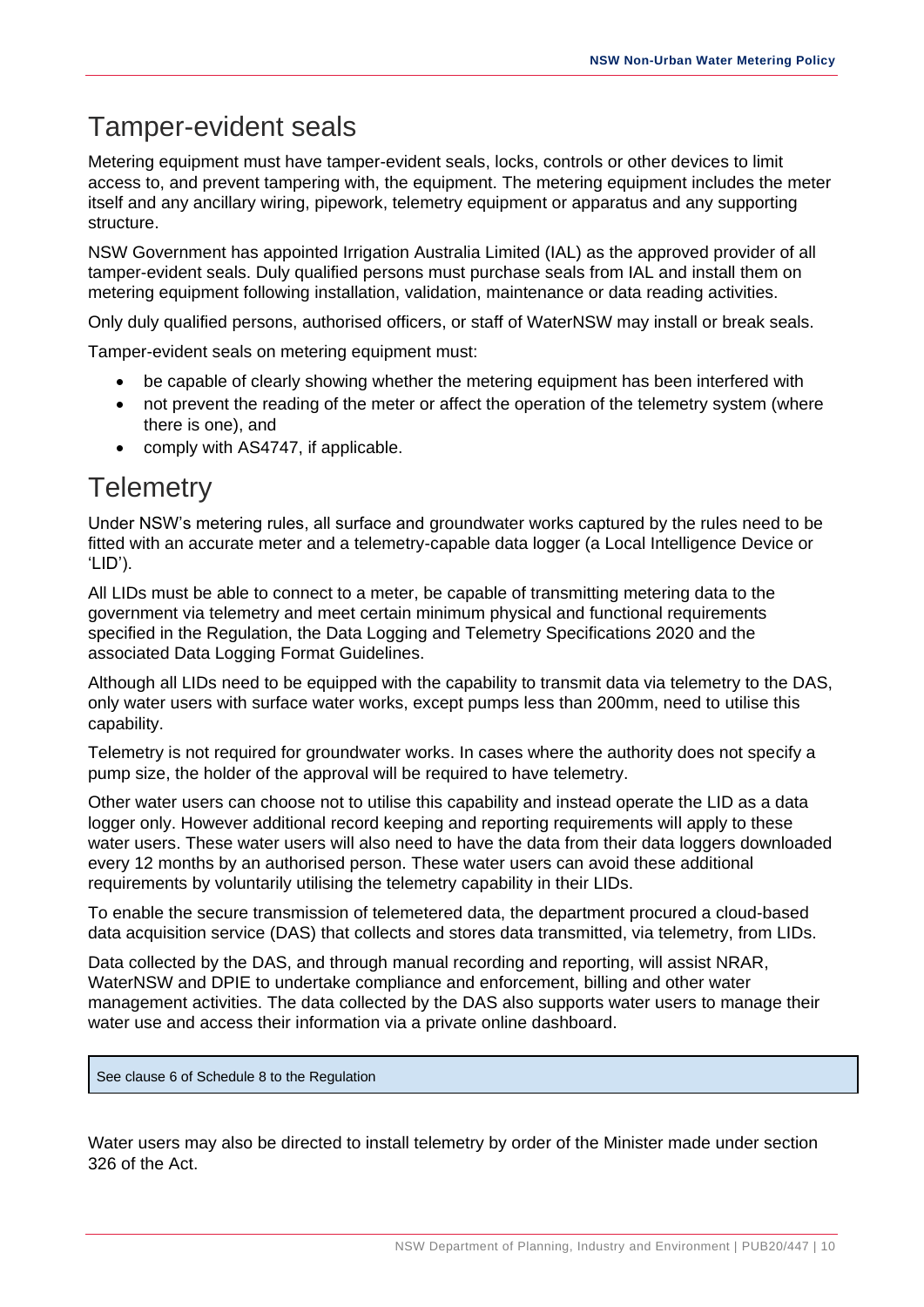## Tamper-evident seals

Metering equipment must have tamper-evident seals, locks, controls or other devices to limit access to, and prevent tampering with, the equipment. The metering equipment includes the meter itself and any ancillary wiring, pipework, telemetry equipment or apparatus and any supporting structure.

NSW Government has appointed Irrigation Australia Limited (IAL) as the approved provider of all tamper-evident seals. Duly qualified persons must purchase seals from IAL and install them on metering equipment following installation, validation, maintenance or data reading activities.

Only duly qualified persons, authorised officers, or staff of WaterNSW may install or break seals.

Tamper-evident seals on metering equipment must:

- be capable of clearly showing whether the metering equipment has been interfered with
- not prevent the reading of the meter or affect the operation of the telemetry system (where there is one), and
- comply with AS4747, if applicable.

## Telemetry

Under NSW's metering rules, all surface and groundwater works captured by the rules need to be fitted with an accurate meter and a telemetry-capable data logger (a Local Intelligence Device or 'LID').

All LIDs must be able to connect to a meter, be capable of transmitting metering data to the government via telemetry and meet certain minimum physical and functional requirements specified in the Regulation, the Data Logging and Telemetry Specifications 2020 and the associated Data Logging Format Guidelines.

Although all LIDs need to be equipped with the capability to transmit data via telemetry to the DAS, only water users with surface water works, except pumps less than 200mm, need to utilise this capability.

Telemetry is not required for groundwater works. In cases where the authority does not specify a pump size, the holder of the approval will be required to have telemetry.

Other water users can choose not to utilise this capability and instead operate the LID as a data logger only. However additional record keeping and reporting requirements will apply to these water users. These water users will also need to have the data from their data loggers downloaded every 12 months by an authorised person. These water users can avoid these additional requirements by voluntarily utilising the telemetry capability in their LIDs.

To enable the secure transmission of telemetered data, the department procured a cloud-based data acquisition service (DAS) that collects and stores data transmitted, via telemetry, from LIDs.

Data collected by the DAS, and through manual recording and reporting, will assist NRAR, WaterNSW and DPIE to undertake compliance and enforcement, billing and other water management activities. The data collected by the DAS also supports water users to manage their water use and access their information via a private online dashboard.

> See clause 6 of Schedule 8 to the Regulation

Water users may also be directed to install telemetry by order of the Minister made under section 326 of the Act.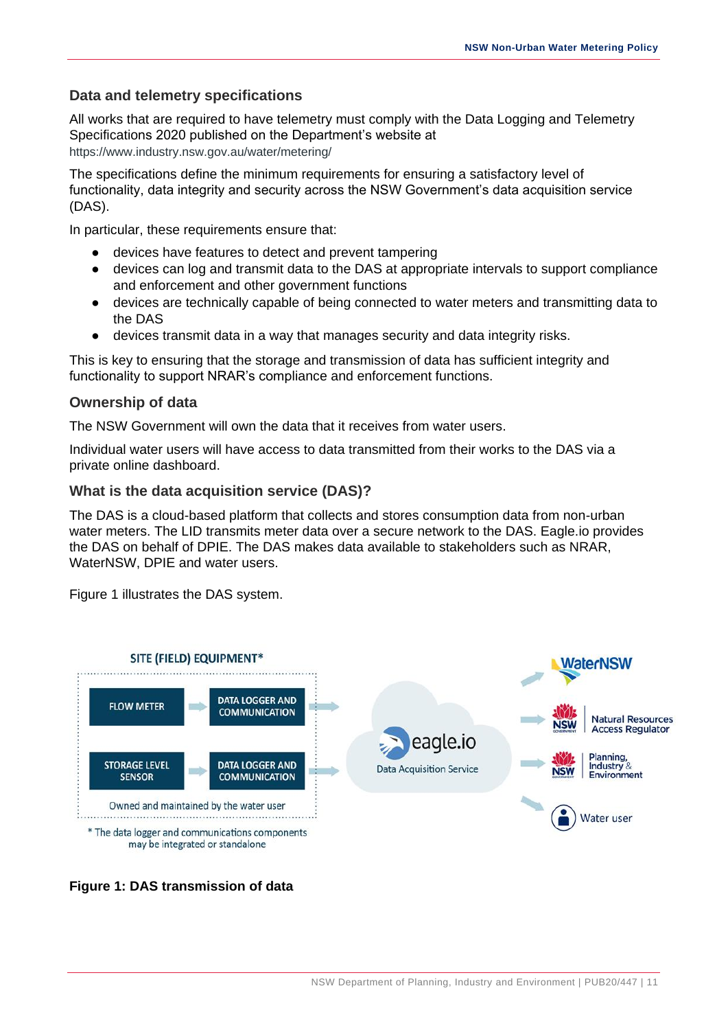## Data and telemetry specifications

All works that are required to have telemetry must comply with the Data Logging and Telemetry Specifications 2020 published on the Department's website at https://www.industry.nsw.gov.au/water/metering/

The specifications define the minimum requirements for ensuring a satisfactory level of functionality, data integrity and security across the NSW Government's data acquisition service (DAS).

In particular, these requirements ensure that:

- devices have features to detect and prevent tampering
- devices can log and transmit data to the DAS at appropriate intervals to support compliance and enforcement and other government functions
- devices are technically capable of being connected to water meters and transmitting data to the DAS
- devices transmit data in a way that manages security and data integrity risks.

This is key to ensuring that the storage and transmission of data has sufficient integrity and functionality to support NRAR's compliance and enforcement functions.

## Ownership of data

The NSW Government will own the data that it receives from water users.

Individual water users will have access to data transmitted from their works to the DAS via a private online dashboard.

## What is the data acquisition service (DAS)?

The DAS is a cloud-based platform that collects and stores consumption data from non-urban water meters. The LID transmits meter data over a secure network to the DAS. Eagle.io provides the DAS on behalf of DPIE. The DAS makes data available to stakeholders such as NRAR, WaterNSW, DPIE and water users.

Figure 1 illustrates the DAS system.

SITE (FIELD) EQUIPMENT*

FLOW METER → DATA LOGGER AND COMMUNICATION

STORAGE LEVEL SENSOR → DATA LOGGER AND COMMUNICATION

Owned and maintained by the water user

\* The data logger and communications components may be integrated or standalone

eagle.io Data Acquisition Service

WaterNSW

NSW Natural Resources Access Regulator

NSW Planning, Industry & Environment

Water user

**Figure 1: DAS transmission of data**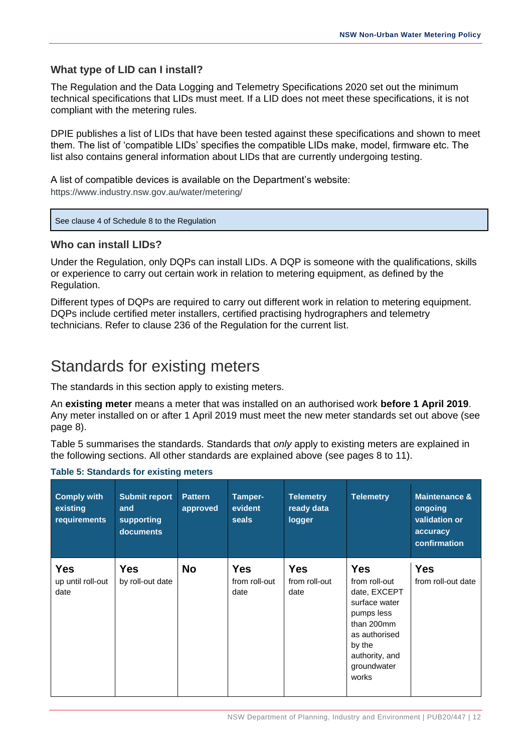### What type of LID can I install?

The Regulation and the Data Logging and Telemetry Specifications 2020 set out the minimum technical specifications that LIDs must meet. If a LID does not meet these specifications, it is not compliant with the metering rules.

DPIE publishes a list of LIDs that have been tested against these specifications and shown to meet them. The list of 'compatible LIDs' specifies the compatible LIDs make, model, firmware etc. The list also contains general information about LIDs that are currently undergoing testing.

A list of compatible devices is available on the Department's website:
https://www.industry.nsw.gov.au/water/metering/

> See clause 4 of Schedule 8 to the Regulation

### Who can install LIDs?

Under the Regulation, only DQPs can install LIDs. A DQP is someone with the qualifications, skills or experience to carry out certain work in relation to metering equipment, as defined by the Regulation.

Different types of DQPs are required to carry out different work in relation to metering equipment. DQPs include certified meter installers, certified practising hydrographers and telemetry technicians. Refer to clause 236 of the Regulation for the current list.

## Standards for existing meters

The standards in this section apply to existing meters.

An **existing meter** means a meter that was installed on an authorised work **before 1 April 2019**. Any meter installed on or after 1 April 2019 must meet the new meter standards set out above (see page 8).

Table 5 summarises the standards. Standards that *only* apply to existing meters are explained in the following sections. All other standards are explained above (see pages 8 to 11).

**Table 5: Standards for existing meters**

| Comply with existing requirements | Submit report and supporting documents | Pattern approved | Tamper-evident seals | Telemetry ready data logger | Telemetry | Maintenance & ongoing validation or accuracy confirmation |
|---|---|---|---|---|---|---|
| **Yes** up until roll-out date | **Yes** by roll-out date | **No** | **Yes** from roll-out date | **Yes** from roll-out date | **Yes** from roll-out date, EXCEPT surface water pumps less than 200mm as authorised by the authority, and groundwater works | **Yes** from roll-out date |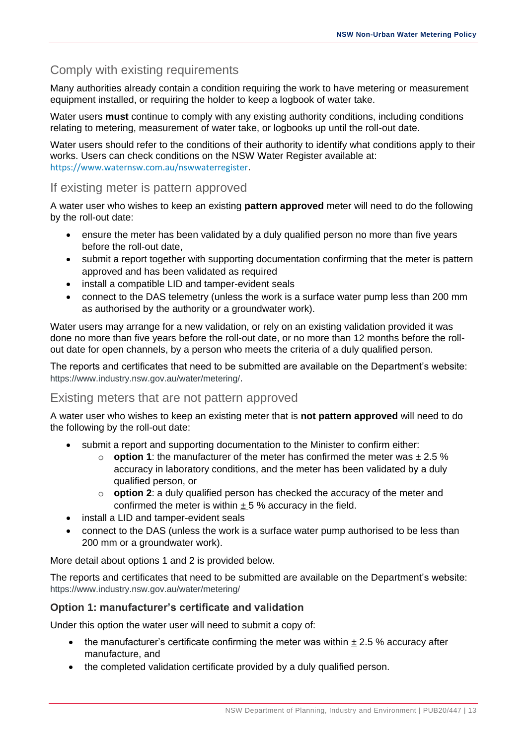## Comply with existing requirements

Many authorities already contain a condition requiring the work to have metering or measurement equipment installed, or requiring the holder to keep a logbook of water take.

Water users **must** continue to comply with any existing authority conditions, including conditions relating to metering, measurement of water take, or logbooks up until the roll-out date.

Water users should refer to the conditions of their authority to identify what conditions apply to their works. Users can check conditions on the NSW Water Register available at: https://www.waternsw.com.au/nswwaterregister.

## If existing meter is pattern approved

A water user who wishes to keep an existing **pattern approved** meter will need to do the following by the roll-out date:

- ensure the meter has been validated by a duly qualified person no more than five years before the roll-out date,
- submit a report together with supporting documentation confirming that the meter is pattern approved and has been validated as required
- install a compatible LID and tamper-evident seals
- connect to the DAS telemetry (unless the work is a surface water pump less than 200 mm as authorised by the authority or a groundwater work).

Water users may arrange for a new validation, or rely on an existing validation provided it was done no more than five years before the roll-out date, or no more than 12 months before the roll-out date for open channels, by a person who meets the criteria of a duly qualified person.

The reports and certificates that need to be submitted are available on the Department's website: https://www.industry.nsw.gov.au/water/metering/.

## Existing meters that are not pattern approved

A water user who wishes to keep an existing meter that is **not pattern approved** will need to do the following by the roll-out date:

- submit a report and supporting documentation to the Minister to confirm either:
  - **option 1**: the manufacturer of the meter has confirmed the meter was ± 2.5 % accuracy in laboratory conditions, and the meter has been validated by a duly qualified person, or
  - **option 2**: a duly qualified person has checked the accuracy of the meter and confirmed the meter is within ± 5 % accuracy in the field.
- install a LID and tamper-evident seals
- connect to the DAS (unless the work is a surface water pump authorised to be less than 200 mm or a groundwater work).

More detail about options 1 and 2 is provided below.

The reports and certificates that need to be submitted are available on the Department's website: https://www.industry.nsw.gov.au/water/metering/

### Option 1: manufacturer's certificate and validation

Under this option the water user will need to submit a copy of:

- the manufacturer's certificate confirming the meter was within ± 2.5 % accuracy after manufacture, and
- the completed validation certificate provided by a duly qualified person.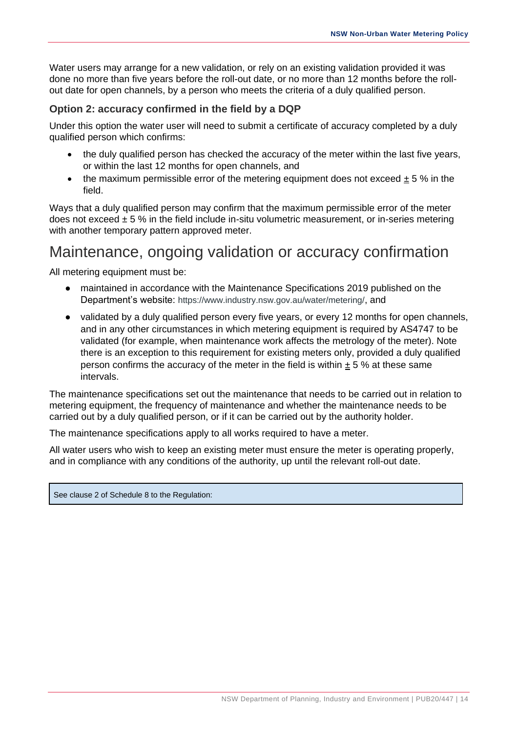Water users may arrange for a new validation, or rely on an existing validation provided it was done no more than five years before the roll-out date, or no more than 12 months before the roll-out date for open channels, by a person who meets the criteria of a duly qualified person.

### Option 2: accuracy confirmed in the field by a DQP

Under this option the water user will need to submit a certificate of accuracy completed by a duly qualified person which confirms:

- the duly qualified person has checked the accuracy of the meter within the last five years, or within the last 12 months for open channels, and
- the maximum permissible error of the metering equipment does not exceed ± 5 % in the field.

Ways that a duly qualified person may confirm that the maximum permissible error of the meter does not exceed ± 5 % in the field include in-situ volumetric measurement, or in-series metering with another temporary pattern approved meter.

## Maintenance, ongoing validation or accuracy confirmation

All metering equipment must be:

- maintained in accordance with the Maintenance Specifications 2019 published on the Department's website: https://www.industry.nsw.gov.au/water/metering/, and
- validated by a duly qualified person every five years, or every 12 months for open channels, and in any other circumstances in which metering equipment is required by AS4747 to be validated (for example, when maintenance work affects the metrology of the meter). Note there is an exception to this requirement for existing meters only, provided a duly qualified person confirms the accuracy of the meter in the field is within ± 5 % at these same intervals.

The maintenance specifications set out the maintenance that needs to be carried out in relation to metering equipment, the frequency of maintenance and whether the maintenance needs to be carried out by a duly qualified person, or if it can be carried out by the authority holder.

The maintenance specifications apply to all works required to have a meter.

All water users who wish to keep an existing meter must ensure the meter is operating properly, and in compliance with any conditions of the authority, up until the relevant roll-out date.

See clause 2 of Schedule 8 to the Regulation: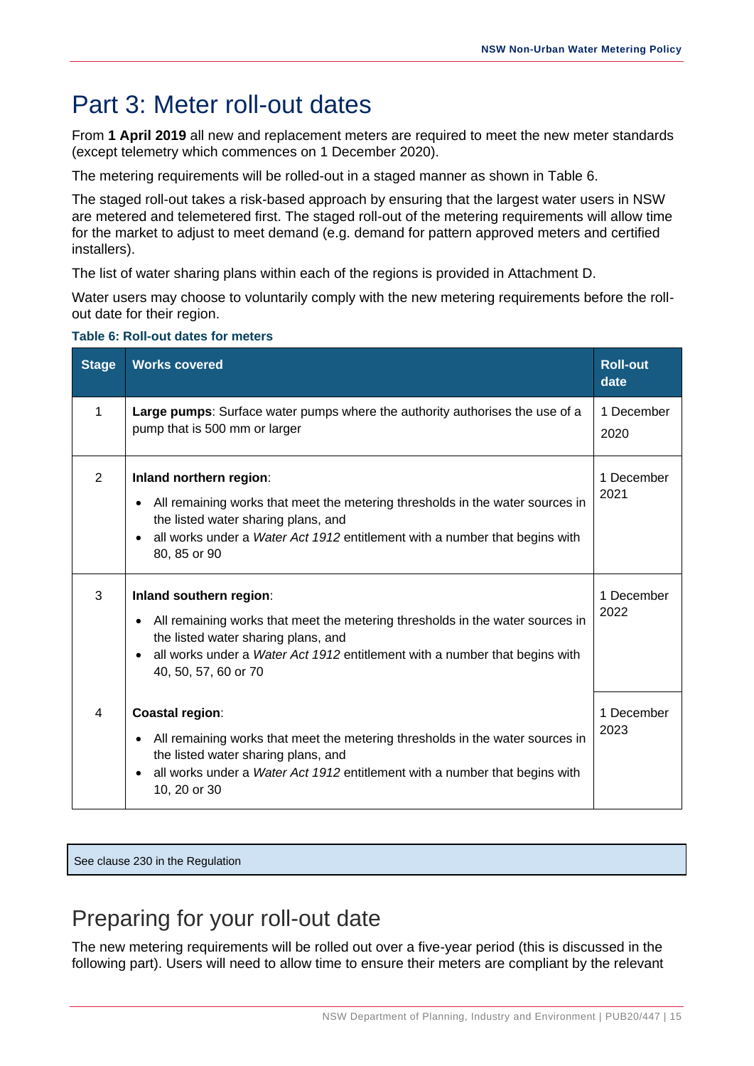# Part 3: Meter roll-out dates

From **1 April 2019** all new and replacement meters are required to meet the new meter standards (except telemetry which commences on 1 December 2020).

The metering requirements will be rolled-out in a staged manner as shown in Table 6.

The staged roll-out takes a risk-based approach by ensuring that the largest water users in NSW are metered and telemetered first. The staged roll-out of the metering requirements will allow time for the market to adjust to meet demand (e.g. demand for pattern approved meters and certified installers).

The list of water sharing plans within each of the regions is provided in Attachment D.

Water users may choose to voluntarily comply with the new metering requirements before the roll-out date for their region.

**Table 6: Roll-out dates for meters**

| Stage | Works covered | Roll-out date |
| --- | --- | --- |
| 1 | **Large pumps**: Surface water pumps where the authority authorises the use of a pump that is 500 mm or larger | 1 December 2020 |
| 2 | **Inland northern region**:<br>• All remaining works that meet the metering thresholds in the water sources in the listed water sharing plans, and<br>• all works under a *Water Act 1912* entitlement with a number that begins with 80, 85 or 90 | 1 December 2021 |
| 3 | **Inland southern region**:<br>• All remaining works that meet the metering thresholds in the water sources in the listed water sharing plans, and<br>• all works under a *Water Act 1912* entitlement with a number that begins with 40, 50, 57, 60 or 70 | 1 December 2022 |
| 4 | **Coastal region**:<br>• All remaining works that meet the metering thresholds in the water sources in the listed water sharing plans, and<br>• all works under a *Water Act 1912* entitlement with a number that begins with 10, 20 or 30 | 1 December 2023 |

See clause 230 in the Regulation

## Preparing for your roll-out date

The new metering requirements will be rolled out over a five-year period (this is discussed in the following part). Users will need to allow time to ensure their meters are compliant by the relevant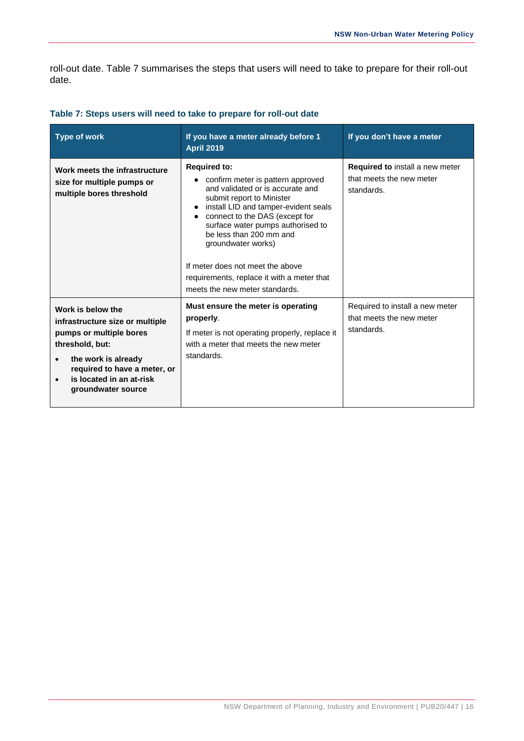roll-out date. Table 7 summarises the steps that users will need to take to prepare for their roll-out date.

**Table 7: Steps users will need to take to prepare for roll-out date**

| Type of work | If you have a meter already before 1 April 2019 | If you don't have a meter |
|---|---|---|
| **Work meets the infrastructure size for multiple pumps or multiple bores threshold** | **Required to:**<br>• confirm meter is pattern approved and validated or is accurate and submit report to Minister<br>• install LID and tamper-evident seals<br>• connect to the DAS (except for surface water pumps authorised to be less than 200 mm and groundwater works)<br><br>If meter does not meet the above requirements, replace it with a meter that meets the new meter standards. | **Required to** install a new meter that meets the new meter standards. |
| **Work is below the infrastructure size or multiple pumps or multiple bores threshold, but:**<br>• **the work is already required to have a meter, or**<br>• **is located in an at-risk groundwater source** | **Must ensure the meter is operating properly**.<br>If meter is not operating properly, replace it with a meter that meets the new meter standards. | Required to install a new meter that meets the new meter standards. |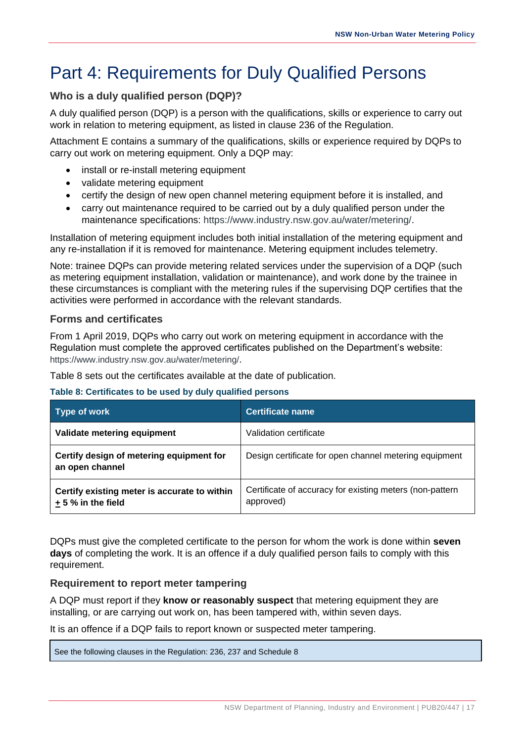# Part 4: Requirements for Duly Qualified Persons

### Who is a duly qualified person (DQP)?

A duly qualified person (DQP) is a person with the qualifications, skills or experience to carry out work in relation to metering equipment, as listed in clause 236 of the Regulation.

Attachment E contains a summary of the qualifications, skills or experience required by DQPs to carry out work on metering equipment. Only a DQP may:

- install or re-install metering equipment
- validate metering equipment
- certify the design of new open channel metering equipment before it is installed, and
- carry out maintenance required to be carried out by a duly qualified person under the maintenance specifications: https://www.industry.nsw.gov.au/water/metering/.

Installation of metering equipment includes both initial installation of the metering equipment and any re-installation if it is removed for maintenance. Metering equipment includes telemetry.

Note: trainee DQPs can provide metering related services under the supervision of a DQP (such as metering equipment installation, validation or maintenance), and work done by the trainee in these circumstances is compliant with the metering rules if the supervising DQP certifies that the activities were performed in accordance with the relevant standards.

### Forms and certificates

From 1 April 2019, DQPs who carry out work on metering equipment in accordance with the Regulation must complete the approved certificates published on the Department's website: https://www.industry.nsw.gov.au/water/metering/.

Table 8 sets out the certificates available at the date of publication.

**Table 8: Certificates to be used by duly qualified persons**

| Type of work | Certificate name |
|---|---|
| **Validate metering equipment** | Validation certificate |
| **Certify design of metering equipment for an open channel** | Design certificate for open channel metering equipment |
| **Certify existing meter is accurate to within ± 5 % in the field** | Certificate of accuracy for existing meters (non-pattern approved) |

DQPs must give the completed certificate to the person for whom the work is done within **seven days** of completing the work. It is an offence if a duly qualified person fails to comply with this requirement.

### Requirement to report meter tampering

A DQP must report if they **know or reasonably suspect** that metering equipment they are installing, or are carrying out work on, has been tampered with, within seven days.

It is an offence if a DQP fails to report known or suspected meter tampering.

See the following clauses in the Regulation: 236, 237 and Schedule 8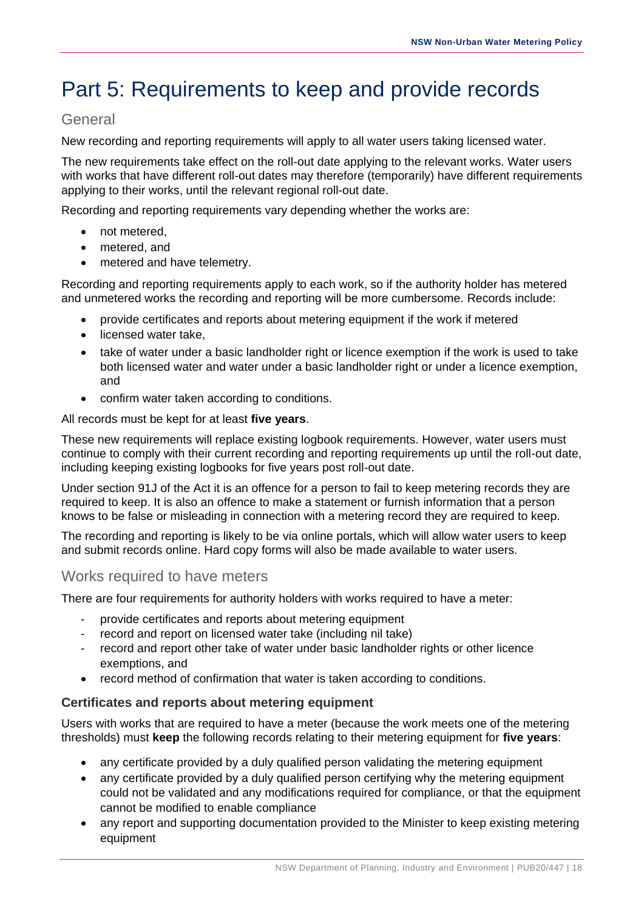# Part 5: Requirements to keep and provide records

## General

New recording and reporting requirements will apply to all water users taking licensed water.

The new requirements take effect on the roll-out date applying to the relevant works. Water users with works that have different roll-out dates may therefore (temporarily) have different requirements applying to their works, until the relevant regional roll-out date.

Recording and reporting requirements vary depending whether the works are:

- not metered,
- metered, and
- metered and have telemetry.

Recording and reporting requirements apply to each work, so if the authority holder has metered and unmetered works the recording and reporting will be more cumbersome. Records include:

- provide certificates and reports about metering equipment if the work if metered
- licensed water take,
- take of water under a basic landholder right or licence exemption if the work is used to take both licensed water and water under a basic landholder right or under a licence exemption, and
- confirm water taken according to conditions.

All records must be kept for at least **five years**.

These new requirements will replace existing logbook requirements. However, water users must continue to comply with their current recording and reporting requirements up until the roll-out date, including keeping existing logbooks for five years post roll-out date.

Under section 91J of the Act it is an offence for a person to fail to keep metering records they are required to keep. It is also an offence to make a statement or furnish information that a person knows to be false or misleading in connection with a metering record they are required to keep.

The recording and reporting is likely to be via online portals, which will allow water users to keep and submit records online. Hard copy forms will also be made available to water users.

## Works required to have meters

There are four requirements for authority holders with works required to have a meter:

- provide certificates and reports about metering equipment
- record and report on licensed water take (including nil take)
- record and report other take of water under basic landholder rights or other licence exemptions, and
- record method of confirmation that water is taken according to conditions.

### Certificates and reports about metering equipment

Users with works that are required to have a meter (because the work meets one of the metering thresholds) must **keep** the following records relating to their metering equipment for **five years**:

- any certificate provided by a duly qualified person validating the metering equipment
- any certificate provided by a duly qualified person certifying why the metering equipment could not be validated and any modifications required for compliance, or that the equipment cannot be modified to enable compliance
- any report and supporting documentation provided to the Minister to keep existing metering equipment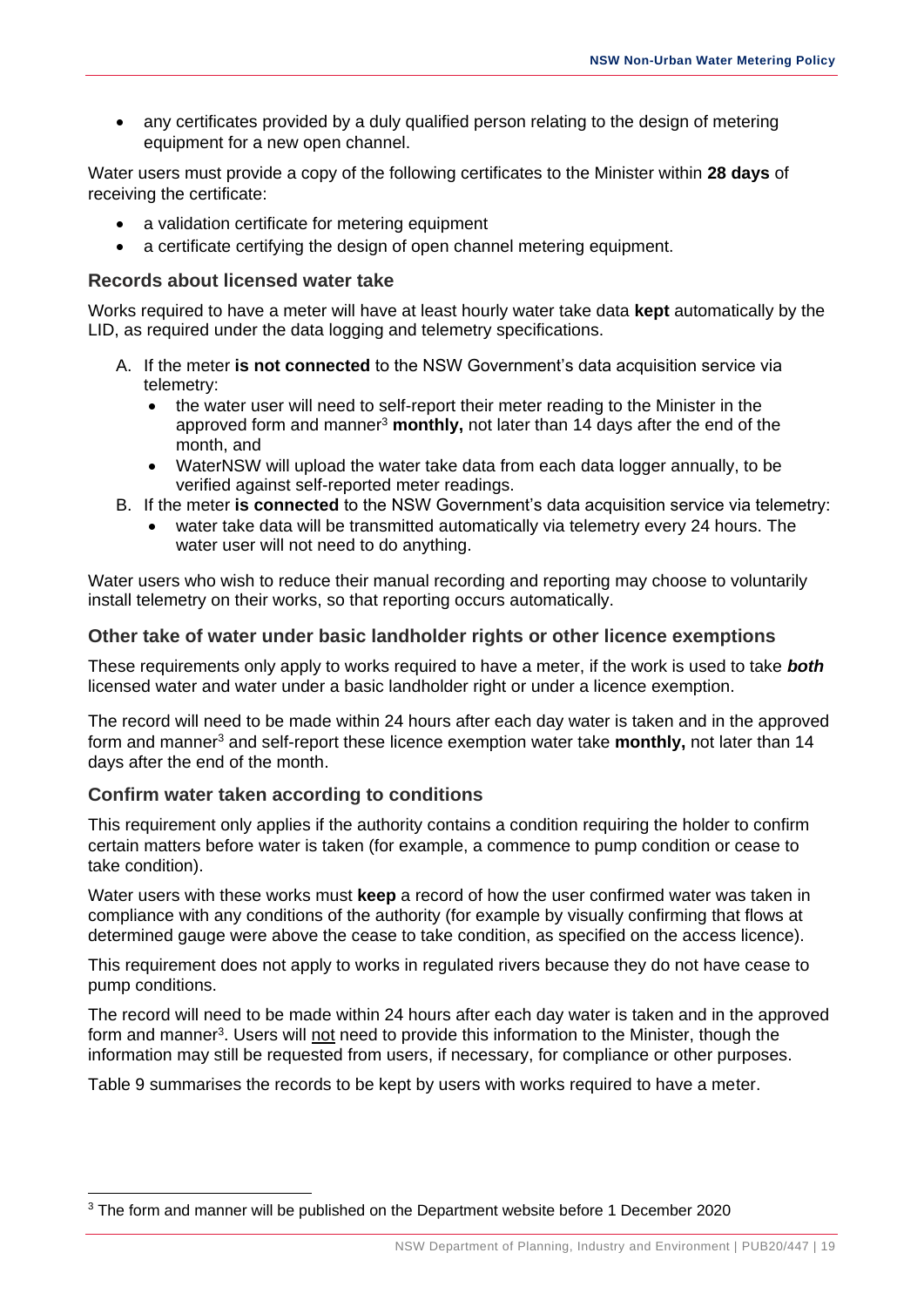- any certificates provided by a duly qualified person relating to the design of metering equipment for a new open channel.

Water users must provide a copy of the following certificates to the Minister within **28 days** of receiving the certificate:

- a validation certificate for metering equipment
- a certificate certifying the design of open channel metering equipment.

### Records about licensed water take

Works required to have a meter will have at least hourly water take data **kept** automatically by the LID, as required under the data logging and telemetry specifications.

A. If the meter **is not connected** to the NSW Government's data acquisition service via telemetry:
   - the water user will need to self-report their meter reading to the Minister in the approved form and manner[3] **monthly,** not later than 14 days after the end of the month, and
   - WaterNSW will upload the water take data from each data logger annually, to be verified against self-reported meter readings.

B. If the meter **is connected** to the NSW Government's data acquisition service via telemetry:
   - water take data will be transmitted automatically via telemetry every 24 hours. The water user will not need to do anything.

Water users who wish to reduce their manual recording and reporting may choose to voluntarily install telemetry on their works, so that reporting occurs automatically.

### Other take of water under basic landholder rights or other licence exemptions

These requirements only apply to works required to have a meter, if the work is used to take ***both*** licensed water and water under a basic landholder right or under a licence exemption.

The record will need to be made within 24 hours after each day water is taken and in the approved form and manner[3] and self-report these licence exemption water take **monthly,** not later than 14 days after the end of the month.

### Confirm water taken according to conditions

This requirement only applies if the authority contains a condition requiring the holder to confirm certain matters before water is taken (for example, a commence to pump condition or cease to take condition).

Water users with these works must **keep** a record of how the user confirmed water was taken in compliance with any conditions of the authority (for example by visually confirming that flows at determined gauge were above the cease to take condition, as specified on the access licence).

This requirement does not apply to works in regulated rivers because they do not have cease to pump conditions.

The record will need to be made within 24 hours after each day water is taken and in the approved form and manner[3]. Users will <u>not</u> need to provide this information to the Minister, though the information may still be requested from users, if necessary, for compliance or other purposes.

Table 9 summarises the records to be kept by users with works required to have a meter.

---

[3] The form and manner will be published on the Department website before 1 December 2020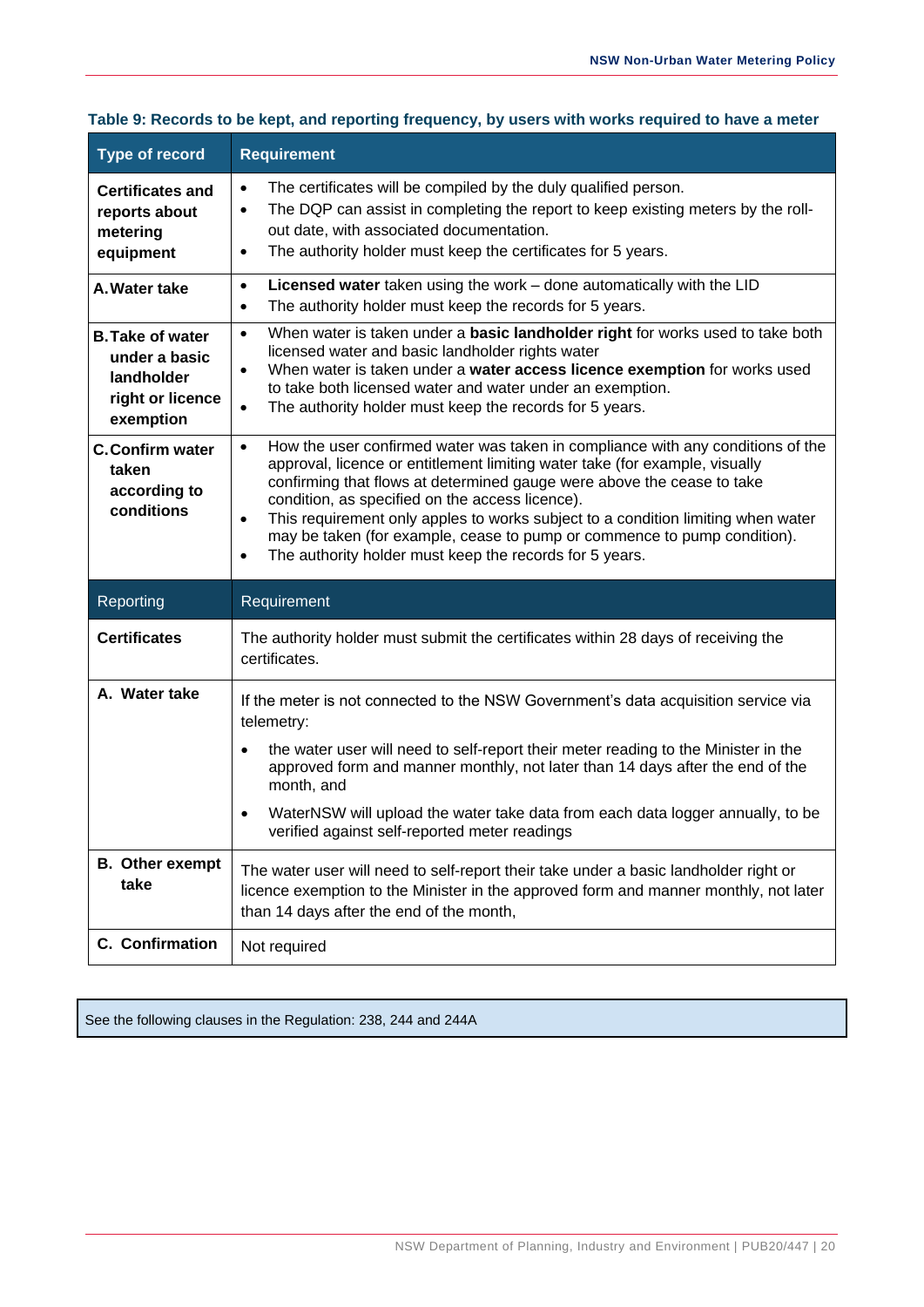**Table 9: Records to be kept, and reporting frequency, by users with works required to have a meter**

| Type of record | Requirement |
|---|---|
| **Certificates and reports about metering equipment** | • The certificates will be compiled by the duly qualified person.<br>• The DQP can assist in completing the report to keep existing meters by the roll-out date, with associated documentation.<br>• The authority holder must keep the certificates for 5 years. |
| **A. Water take** | • **Licensed water** taken using the work – done automatically with the LID<br>• The authority holder must keep the records for 5 years. |
| **B. Take of water under a basic landholder right or licence exemption** | • When water is taken under a **basic landholder right** for works used to take both licensed water and basic landholder rights water<br>• When water is taken under a **water access licence exemption** for works used to take both licensed water and water under an exemption.<br>• The authority holder must keep the records for 5 years. |
| **C. Confirm water taken according to conditions** | • How the user confirmed water was taken in compliance with any conditions of the approval, licence or entitlement limiting water take (for example, visually confirming that flows at determined gauge were above the cease to take condition, as specified on the access licence).<br>• This requirement only apples to works subject to a condition limiting when water may be taken (for example, cease to pump or commence to pump condition).<br>• The authority holder must keep the records for 5 years. |
| Reporting | Requirement |
| **Certificates** | The authority holder must submit the certificates within 28 days of receiving the certificates. |
| **A. Water take** | If the meter is not connected to the NSW Government's data acquisition service via telemetry:<br>• the water user will need to self-report their meter reading to the Minister in the approved form and manner monthly, not later than 14 days after the end of the month, and<br>• WaterNSW will upload the water take data from each data logger annually, to be verified against self-reported meter readings |
| **B. Other exempt take** | The water user will need to self-report their take under a basic landholder right or licence exemption to the Minister in the approved form and manner monthly, not later than 14 days after the end of the month, |
| **C. Confirmation** | Not required |

See the following clauses in the Regulation: 238, 244 and 244A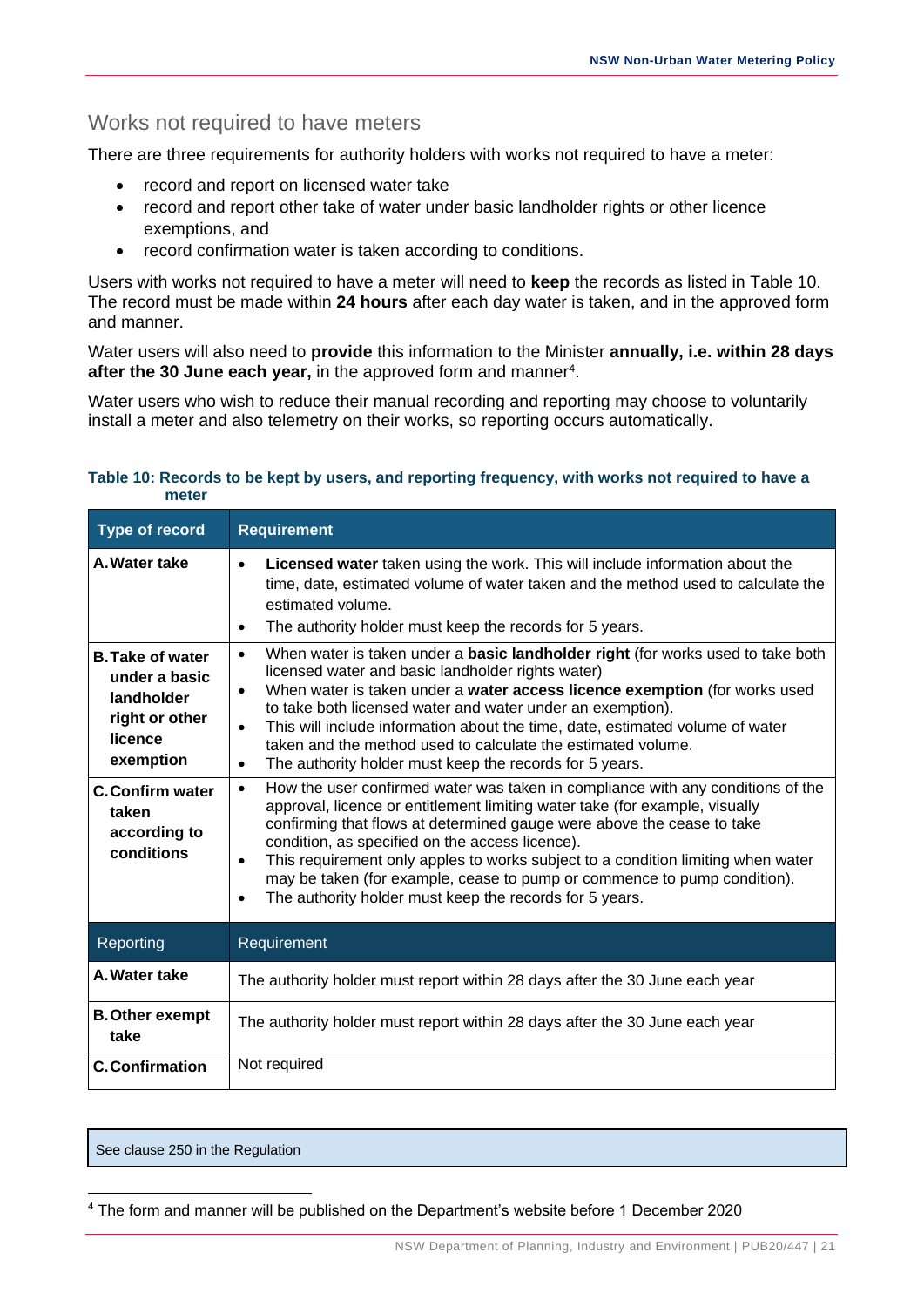## Works not required to have meters

There are three requirements for authority holders with works not required to have a meter:

- record and report on licensed water take
- record and report other take of water under basic landholder rights or other licence exemptions, and
- record confirmation water is taken according to conditions.

Users with works not required to have a meter will need to **keep** the records as listed in Table 10. The record must be made within **24 hours** after each day water is taken, and in the approved form and manner.

Water users will also need to **provide** this information to the Minister **annually, i.e. within 28 days after the 30 June each year,** in the approved form and manner[4].

Water users who wish to reduce their manual recording and reporting may choose to voluntarily install a meter and also telemetry on their works, so reporting occurs automatically.

**Table 10: Records to be kept by users, and reporting frequency, with works not required to have a meter**

| Type of record | Requirement |
|---|---|
| **A. Water take** | • **Licensed water** taken using the work. This will include information about the time, date, estimated volume of water taken and the method used to calculate the estimated volume.<br>• The authority holder must keep the records for 5 years. |
| **B. Take of water under a basic landholder right or other licence exemption** | • When water is taken under a **basic landholder right** (for works used to take both licensed water and basic landholder rights water)<br>• When water is taken under a **water access licence exemption** (for works used to take both licensed water and water under an exemption).<br>• This will include information about the time, date, estimated volume of water taken and the method used to calculate the estimated volume.<br>• The authority holder must keep the records for 5 years. |
| **C. Confirm water taken according to conditions** | • How the user confirmed water was taken in compliance with any conditions of the approval, licence or entitlement limiting water take (for example, visually confirming that flows at determined gauge were above the cease to take condition, as specified on the access licence).<br>• This requirement only apples to works subject to a condition limiting when water may be taken (for example, cease to pump or commence to pump condition).<br>• The authority holder must keep the records for 5 years. |
| Reporting | Requirement |
| **A. Water take** | The authority holder must report within 28 days after the 30 June each year |
| **B. Other exempt take** | The authority holder must report within 28 days after the 30 June each year |
| **C. Confirmation** | Not required |

See clause 250 in the Regulation

[4] The form and manner will be published on the Department's website before 1 December 2020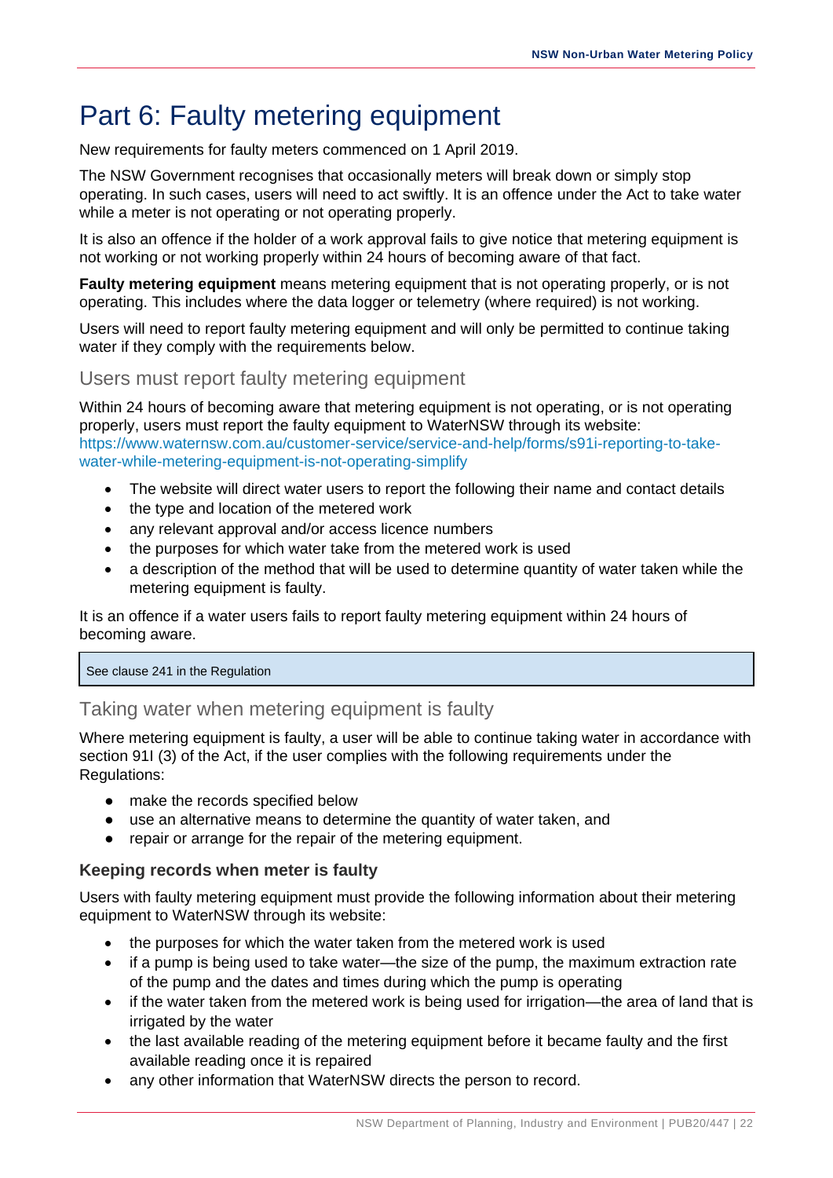# Part 6: Faulty metering equipment

New requirements for faulty meters commenced on 1 April 2019.

The NSW Government recognises that occasionally meters will break down or simply stop operating. In such cases, users will need to act swiftly. It is an offence under the Act to take water while a meter is not operating or not operating properly.

It is also an offence if the holder of a work approval fails to give notice that metering equipment is not working or not working properly within 24 hours of becoming aware of that fact.

**Faulty metering equipment** means metering equipment that is not operating properly, or is not operating. This includes where the data logger or telemetry (where required) is not working.

Users will need to report faulty metering equipment and will only be permitted to continue taking water if they comply with the requirements below.

## Users must report faulty metering equipment

Within 24 hours of becoming aware that metering equipment is not operating, or is not operating properly, users must report the faulty equipment to WaterNSW through its website: https://www.waternsw.com.au/customer-service/service-and-help/forms/s91i-reporting-to-take-water-while-metering-equipment-is-not-operating-simplify

- The website will direct water users to report the following their name and contact details
- the type and location of the metered work
- any relevant approval and/or access licence numbers
- the purposes for which water take from the metered work is used
- a description of the method that will be used to determine quantity of water taken while the metering equipment is faulty.

It is an offence if a water users fails to report faulty metering equipment within 24 hours of becoming aware.

> See clause 241 in the Regulation

## Taking water when metering equipment is faulty

Where metering equipment is faulty, a user will be able to continue taking water in accordance with section 91I (3) of the Act, if the user complies with the following requirements under the Regulations:

- make the records specified below
- use an alternative means to determine the quantity of water taken, and
- repair or arrange for the repair of the metering equipment.

### Keeping records when meter is faulty

Users with faulty metering equipment must provide the following information about their metering equipment to WaterNSW through its website:

- the purposes for which the water taken from the metered work is used
- if a pump is being used to take water—the size of the pump, the maximum extraction rate of the pump and the dates and times during which the pump is operating
- if the water taken from the metered work is being used for irrigation—the area of land that is irrigated by the water
- the last available reading of the metering equipment before it became faulty and the first available reading once it is repaired
- any other information that WaterNSW directs the person to record.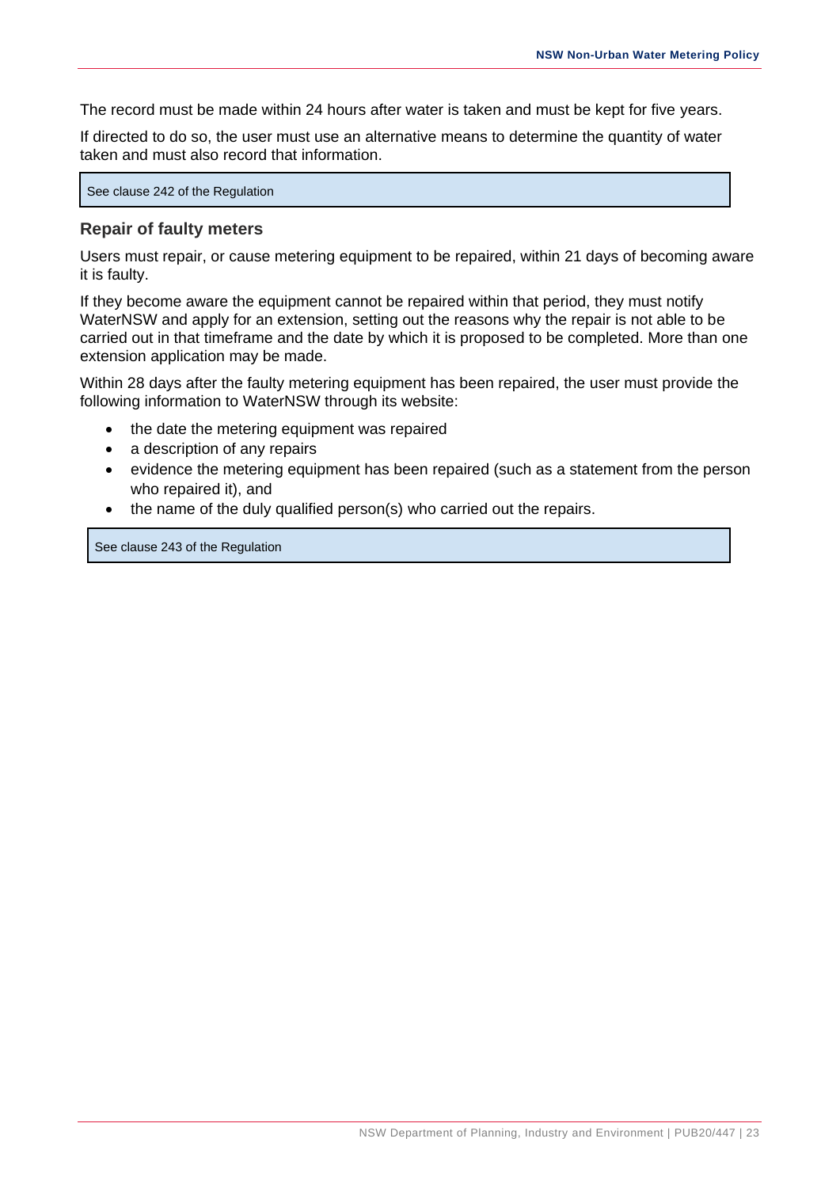The record must be made within 24 hours after water is taken and must be kept for five years.

If directed to do so, the user must use an alternative means to determine the quantity of water taken and must also record that information.

> See clause 242 of the Regulation

### Repair of faulty meters

Users must repair, or cause metering equipment to be repaired, within 21 days of becoming aware it is faulty.

If they become aware the equipment cannot be repaired within that period, they must notify WaterNSW and apply for an extension, setting out the reasons why the repair is not able to be carried out in that timeframe and the date by which it is proposed to be completed. More than one extension application may be made.

Within 28 days after the faulty metering equipment has been repaired, the user must provide the following information to WaterNSW through its website:

- the date the metering equipment was repaired
- a description of any repairs
- evidence the metering equipment has been repaired (such as a statement from the person who repaired it), and
- the name of the duly qualified person(s) who carried out the repairs.

> See clause 243 of the Regulation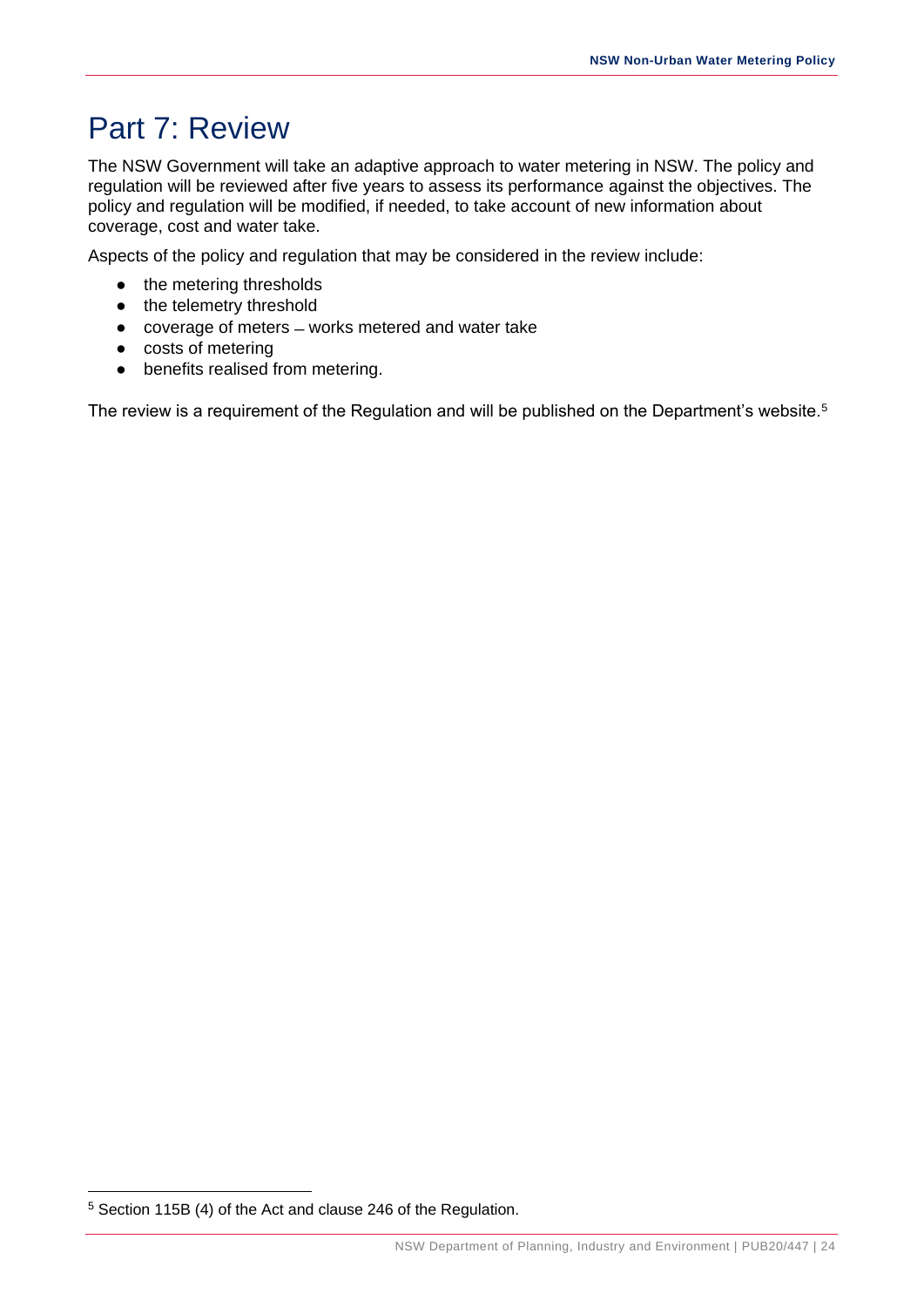# Part 7: Review

The NSW Government will take an adaptive approach to water metering in NSW. The policy and regulation will be reviewed after five years to assess its performance against the objectives. The policy and regulation will be modified, if needed, to take account of new information about coverage, cost and water take.

Aspects of the policy and regulation that may be considered in the review include:

- the metering thresholds
- the telemetry threshold
- coverage of meters – works metered and water take
- costs of metering
- benefits realised from metering.

The review is a requirement of the Regulation and will be published on the Department's website.[5]

[5] Section 115B (4) of the Act and clause 246 of the Regulation.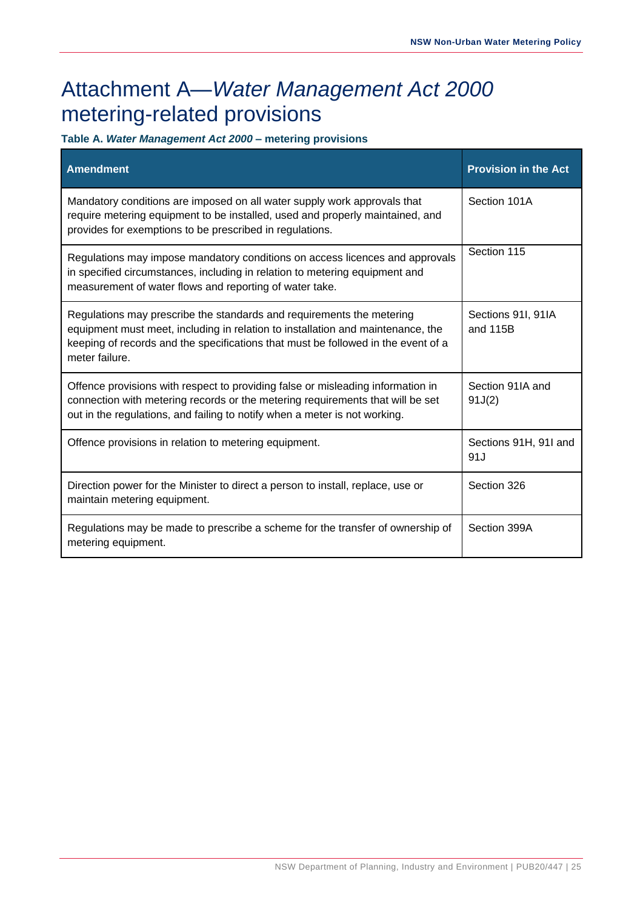# Attachment A—*Water Management Act 2000* metering-related provisions

**Table A. *Water Management Act 2000* – metering provisions**

| Amendment | Provision in the Act |
| --- | --- |
| Mandatory conditions are imposed on all water supply work approvals that require metering equipment to be installed, used and properly maintained, and provides for exemptions to be prescribed in regulations. | Section 101A |
| Regulations may impose mandatory conditions on access licences and approvals in specified circumstances, including in relation to metering equipment and measurement of water flows and reporting of water take. | Section 115 |
| Regulations may prescribe the standards and requirements the metering equipment must meet, including in relation to installation and maintenance, the keeping of records and the specifications that must be followed in the event of a meter failure. | Sections 91I, 91IA and 115B |
| Offence provisions with respect to providing false or misleading information in connection with metering records or the metering requirements that will be set out in the regulations, and failing to notify when a meter is not working. | Section 91IA and 91J(2) |
| Offence provisions in relation to metering equipment. | Sections 91H, 91I and 91J |
| Direction power for the Minister to direct a person to install, replace, use or maintain metering equipment. | Section 326 |
| Regulations may be made to prescribe a scheme for the transfer of ownership of metering equipment. | Section 399A |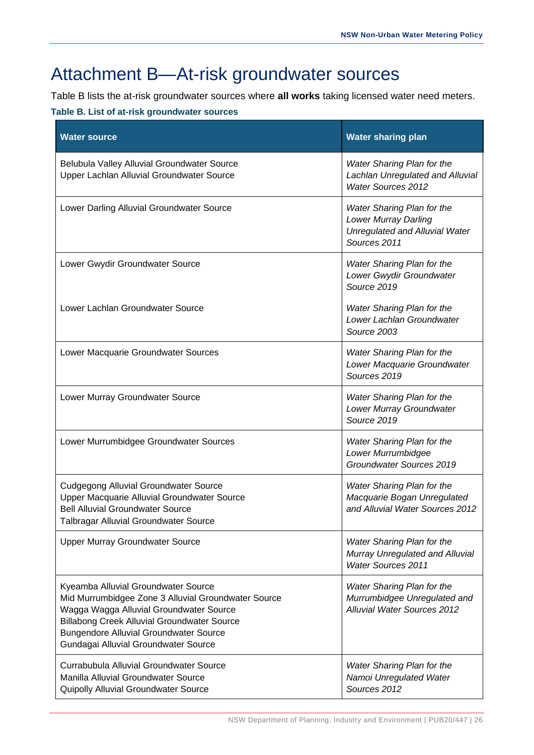# Attachment B—At-risk groundwater sources

Table B lists the at-risk groundwater sources where **all works** taking licensed water need meters.

**Table B. List of at-risk groundwater sources**

| Water source | Water sharing plan |
|---|---|
| Belubula Valley Alluvial Groundwater Source<br>Upper Lachlan Alluvial Groundwater Source | *Water Sharing Plan for the Lachlan Unregulated and Alluvial Water Sources 2012* |
| Lower Darling Alluvial Groundwater Source | *Water Sharing Plan for the Lower Murray Darling Unregulated and Alluvial Water Sources 2011* |
| Lower Gwydir Groundwater Source | *Water Sharing Plan for the Lower Gwydir Groundwater Source 2019* |
| Lower Lachlan Groundwater Source | *Water Sharing Plan for the Lower Lachlan Groundwater Source 2003* |
| Lower Macquarie Groundwater Sources | *Water Sharing Plan for the Lower Macquarie Groundwater Sources 2019* |
| Lower Murray Groundwater Source | *Water Sharing Plan for the Lower Murray Groundwater Source 2019* |
| Lower Murrumbidgee Groundwater Sources | *Water Sharing Plan for the Lower Murrumbidgee Groundwater Sources 2019* |
| Cudgegong Alluvial Groundwater Source<br>Upper Macquarie Alluvial Groundwater Source<br>Bell Alluvial Groundwater Source<br>Talbragar Alluvial Groundwater Source | *Water Sharing Plan for the Macquarie Bogan Unregulated and Alluvial Water Sources 2012* |
| Upper Murray Groundwater Source | *Water Sharing Plan for the Murray Unregulated and Alluvial Water Sources 2011* |
| Kyeamba Alluvial Groundwater Source<br>Mid Murrumbidgee Zone 3 Alluvial Groundwater Source<br>Wagga Wagga Alluvial Groundwater Source<br>Billabong Creek Alluvial Groundwater Source<br>Bungendore Alluvial Groundwater Source<br>Gundagai Alluvial Groundwater Source | *Water Sharing Plan for the Murrumbidgee Unregulated and Alluvial Water Sources 2012* |
| Currabubula Alluvial Groundwater Source<br>Manilla Alluvial Groundwater Source<br>Quipolly Alluvial Groundwater Source | *Water Sharing Plan for the Namoi Unregulated Water Sources 2012* |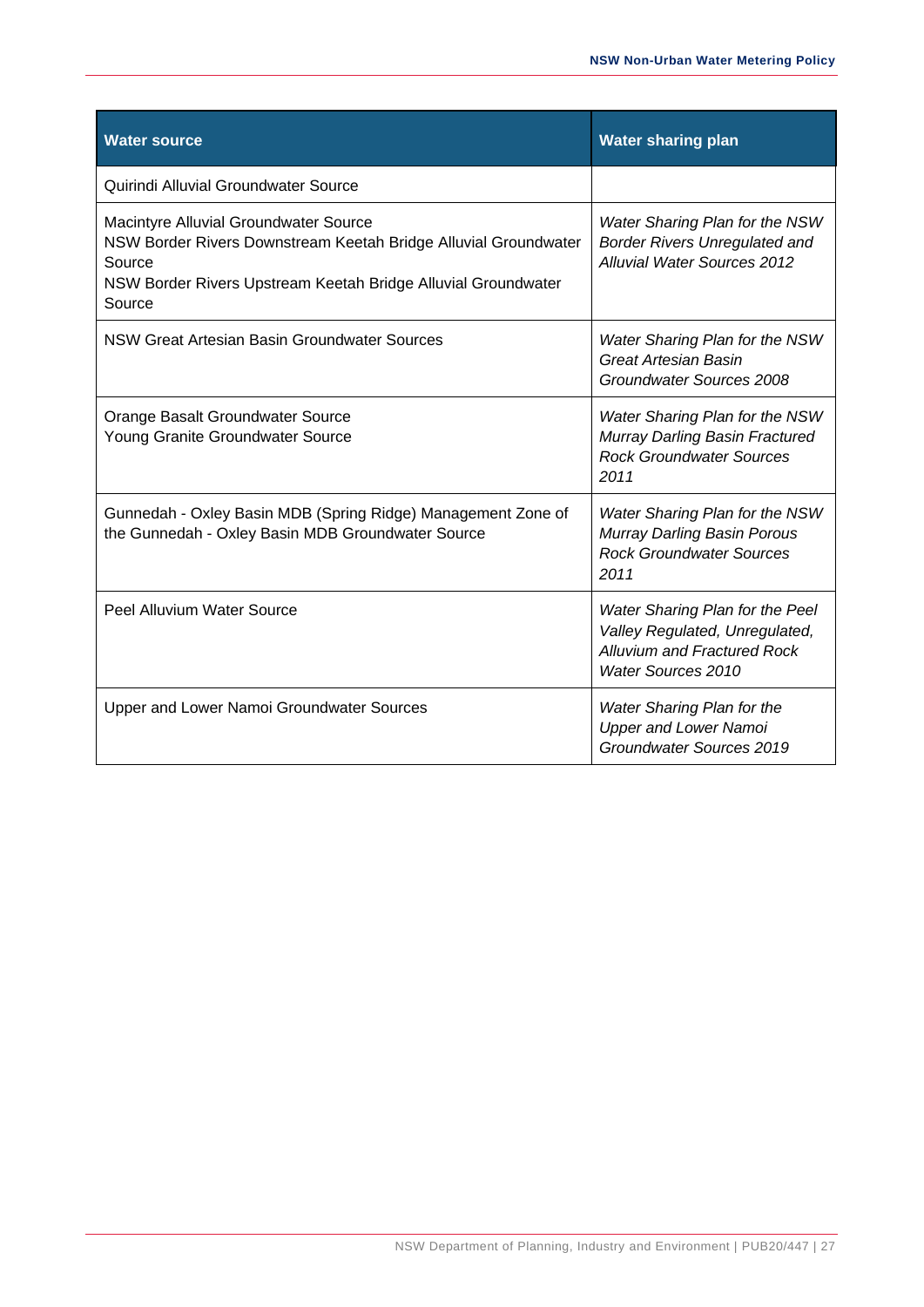| Water source | Water sharing plan |
|---|---|
| Quirindi Alluvial Groundwater Source | |
| Macintyre Alluvial Groundwater Source<br>NSW Border Rivers Downstream Keetah Bridge Alluvial Groundwater Source<br>NSW Border Rivers Upstream Keetah Bridge Alluvial Groundwater Source | *Water Sharing Plan for the NSW Border Rivers Unregulated and Alluvial Water Sources 2012* |
| NSW Great Artesian Basin Groundwater Sources | *Water Sharing Plan for the NSW Great Artesian Basin Groundwater Sources 2008* |
| Orange Basalt Groundwater Source<br>Young Granite Groundwater Source | *Water Sharing Plan for the NSW Murray Darling Basin Fractured Rock Groundwater Sources 2011* |
| Gunnedah - Oxley Basin MDB (Spring Ridge) Management Zone of the Gunnedah - Oxley Basin MDB Groundwater Source | *Water Sharing Plan for the NSW Murray Darling Basin Porous Rock Groundwater Sources 2011* |
| Peel Alluvium Water Source | *Water Sharing Plan for the Peel Valley Regulated, Unregulated, Alluvium and Fractured Rock Water Sources 2010* |
| Upper and Lower Namoi Groundwater Sources | *Water Sharing Plan for the Upper and Lower Namoi Groundwater Sources 2019* |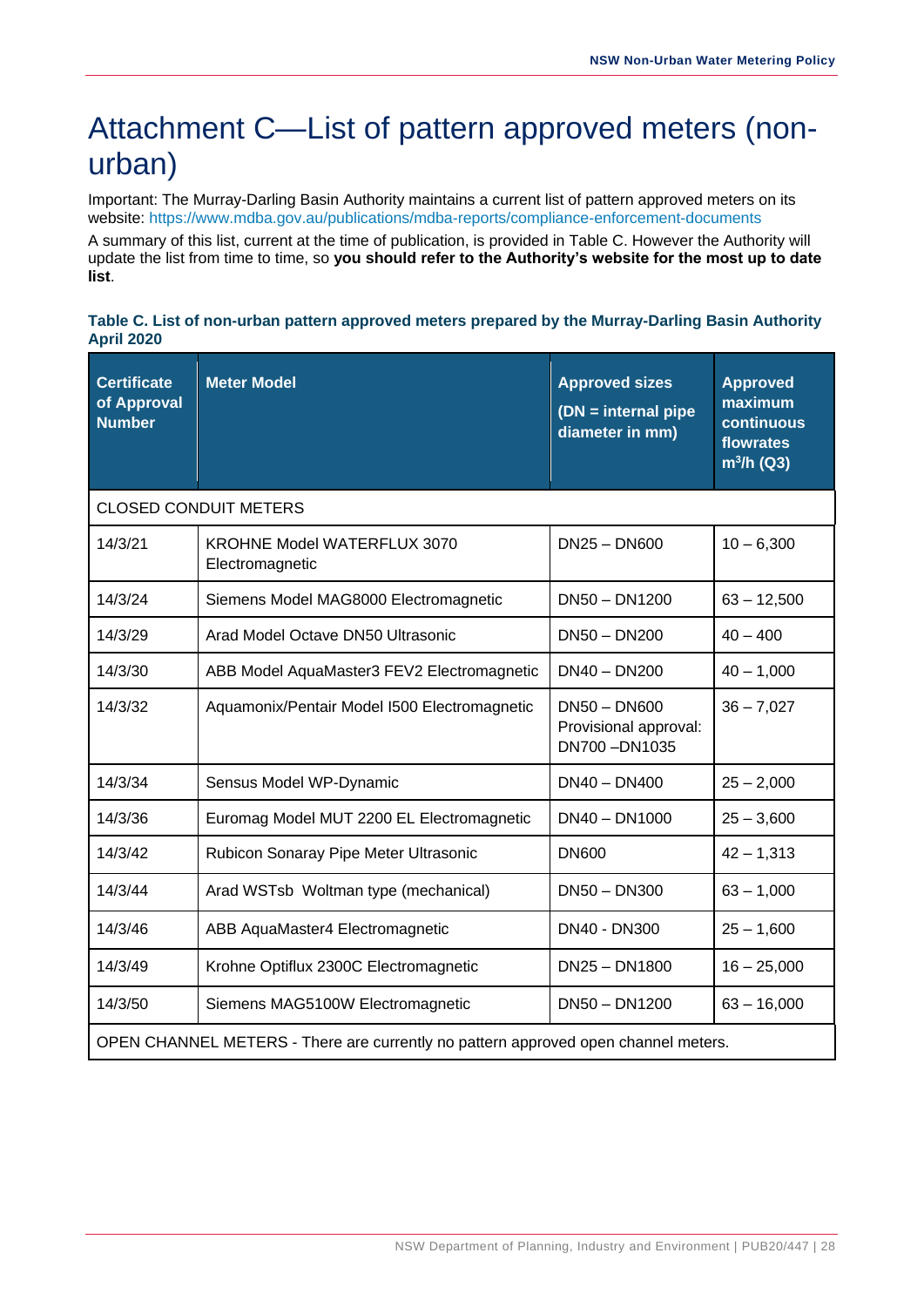# Attachment C—List of pattern approved meters (non-urban)

Important: The Murray-Darling Basin Authority maintains a current list of pattern approved meters on its website: https://www.mdba.gov.au/publications/mdba-reports/compliance-enforcement-documents

A summary of this list, current at the time of publication, is provided in Table C. However the Authority will update the list from time to time, so **you should refer to the Authority's website for the most up to date list**.

**Table C. List of non-urban pattern approved meters prepared by the Murray-Darling Basin Authority April 2020**

| Certificate of Approval Number | Meter Model | Approved sizes (DN = internal pipe diameter in mm) | Approved maximum continuous flowrates $m^3/h$ (Q3) |
|---|---|---|---|
| CLOSED CONDUIT METERS | | | |
| 14/3/21 | KROHNE Model WATERFLUX 3070 Electromagnetic | DN25 – DN600 | 10 – 6,300 |
| 14/3/24 | Siemens Model MAG8000 Electromagnetic | DN50 – DN1200 | 63 – 12,500 |
| 14/3/29 | Arad Model Octave DN50 Ultrasonic | DN50 – DN200 | 40 – 400 |
| 14/3/30 | ABB Model AquaMaster3 FEV2 Electromagnetic | DN40 – DN200 | 40 – 1,000 |
| 14/3/32 | Aquamonix/Pentair Model I500 Electromagnetic | DN50 – DN600 Provisional approval: DN700 –DN1035 | 36 – 7,027 |
| 14/3/34 | Sensus Model WP-Dynamic | DN40 – DN400 | 25 – 2,000 |
| 14/3/36 | Euromag Model MUT 2200 EL Electromagnetic | DN40 – DN1000 | 25 – 3,600 |
| 14/3/42 | Rubicon Sonaray Pipe Meter Ultrasonic | DN600 | 42 – 1,313 |
| 14/3/44 | Arad WSTsb Woltman type (mechanical) | DN50 – DN300 | 63 – 1,000 |
| 14/3/46 | ABB AquaMaster4 Electromagnetic | DN40 - DN300 | 25 – 1,600 |
| 14/3/49 | Krohne Optiflux 2300C Electromagnetic | DN25 – DN1800 | 16 – 25,000 |
| 14/3/50 | Siemens MAG5100W Electromagnetic | DN50 – DN1200 | 63 – 16,000 |
| OPEN CHANNEL METERS - There are currently no pattern approved open channel meters. | | | |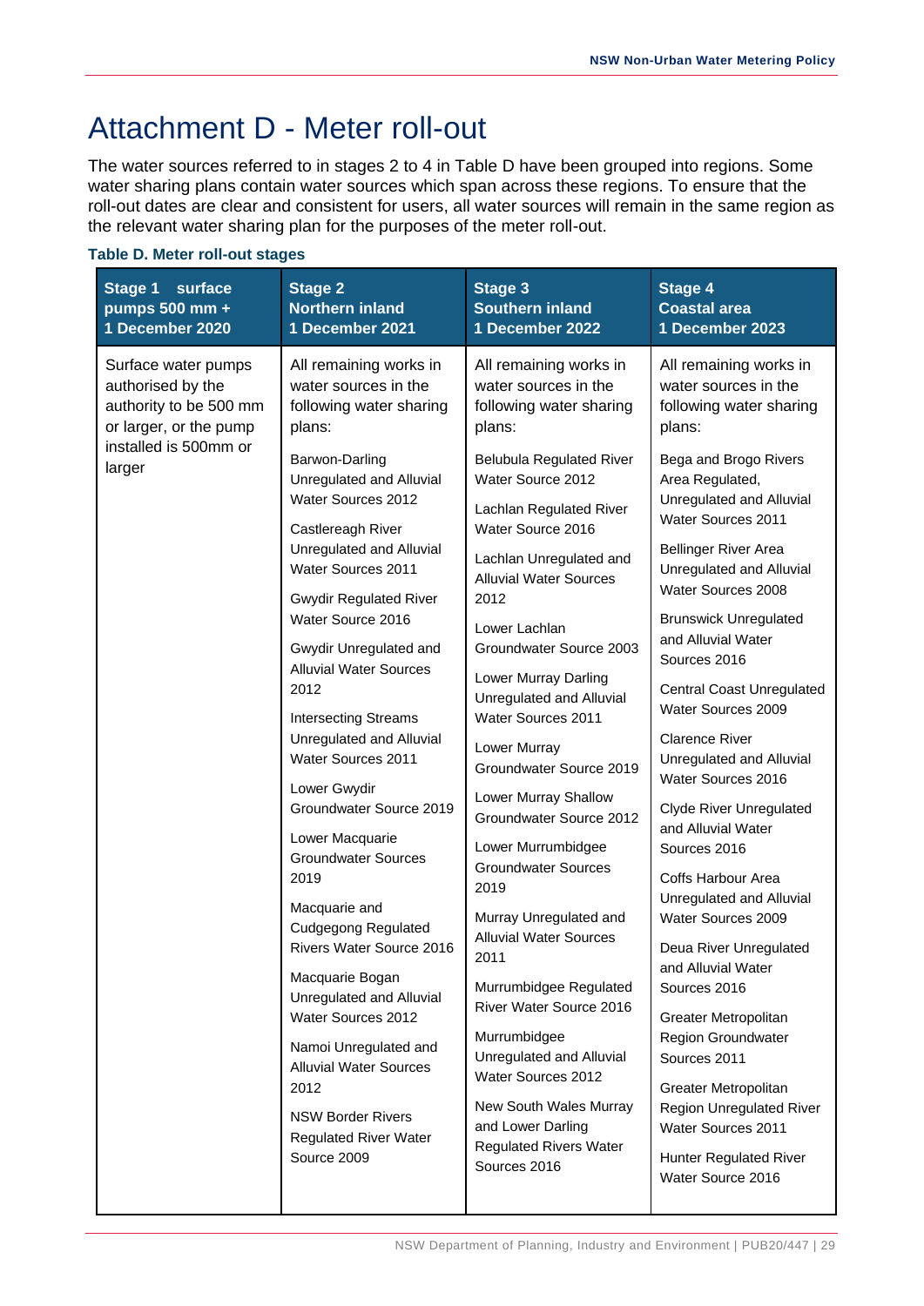# Attachment D - Meter roll-out

The water sources referred to in stages 2 to 4 in Table D have been grouped into regions. Some water sharing plans contain water sources which span across these regions. To ensure that the roll-out dates are clear and consistent for users, all water sources will remain in the same region as the relevant water sharing plan for the purposes of the meter roll-out.

**Table D. Meter roll-out stages**

| Stage 1 surface pumps 500 mm + 1 December 2020 | Stage 2 Northern inland 1 December 2021 | Stage 3 Southern inland 1 December 2022 | Stage 4 Coastal area 1 December 2023 |
|---|---|---|---|
| Surface water pumps authorised by the authority to be 500 mm or larger, or the pump installed is 500mm or larger | All remaining works in water sources in the following water sharing plans:<br><br>Barwon-Darling Unregulated and Alluvial Water Sources 2012<br><br>Castlereagh River Unregulated and Alluvial Water Sources 2011<br><br>Gwydir Regulated River Water Source 2016<br><br>Gwydir Unregulated and Alluvial Water Sources 2012<br><br>Intersecting Streams Unregulated and Alluvial Water Sources 2011<br><br>Lower Gwydir Groundwater Source 2019<br><br>Lower Macquarie Groundwater Sources 2019<br><br>Macquarie and Cudgegong Regulated Rivers Water Source 2016<br><br>Macquarie Bogan Unregulated and Alluvial Water Sources 2012<br><br>Namoi Unregulated and Alluvial Water Sources 2012<br><br>NSW Border Rivers Regulated River Water Source 2009 | All remaining works in water sources in the following water sharing plans:<br><br>Belubula Regulated River Water Source 2012<br><br>Lachlan Regulated River Water Source 2016<br><br>Lachlan Unregulated and Alluvial Water Sources 2012<br><br>Lower Lachlan Groundwater Source 2003<br><br>Lower Murray Darling Unregulated and Alluvial Water Sources 2011<br><br>Lower Murray Groundwater Source 2019<br><br>Lower Murray Shallow Groundwater Source 2012<br><br>Lower Murrumbidgee Groundwater Sources 2019<br><br>Murray Unregulated and Alluvial Water Sources 2011<br><br>Murrumbidgee Regulated River Water Source 2016<br><br>Murrumbidgee Unregulated and Alluvial Water Sources 2012<br><br>New South Wales Murray and Lower Darling Regulated Rivers Water Sources 2016 | All remaining works in water sources in the following water sharing plans:<br><br>Bega and Brogo Rivers Area Regulated, Unregulated and Alluvial Water Sources 2011<br><br>Bellinger River Area Unregulated and Alluvial Water Sources 2008<br><br>Brunswick Unregulated and Alluvial Water Sources 2016<br><br>Central Coast Unregulated Water Sources 2009<br><br>Clarence River Unregulated and Alluvial Water Sources 2016<br><br>Clyde River Unregulated and Alluvial Water Sources 2016<br><br>Coffs Harbour Area Unregulated and Alluvial Water Sources 2009<br><br>Deua River Unregulated and Alluvial Water Sources 2016<br><br>Greater Metropolitan Region Groundwater Sources 2011<br><br>Greater Metropolitan Region Unregulated River Water Sources 2011<br><br>Hunter Regulated River Water Source 2016 |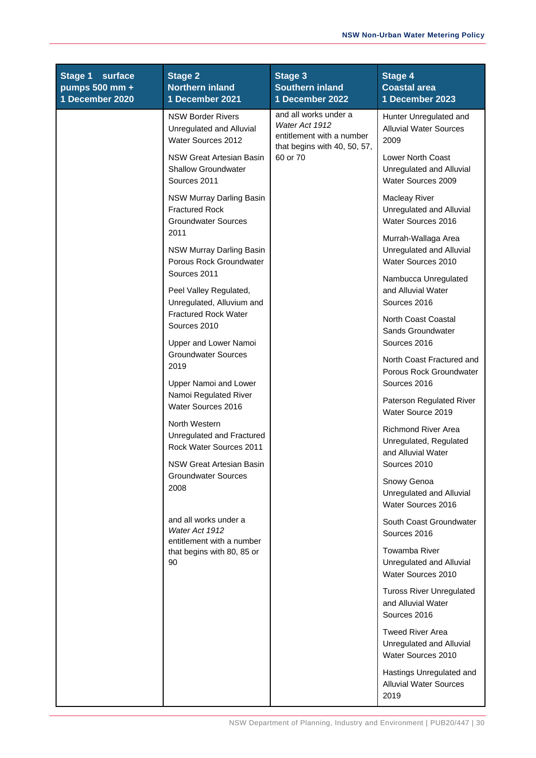| Stage 1 surface pumps 500 mm + 1 December 2020 | Stage 2 Northern inland 1 December 2021 | Stage 3 Southern inland 1 December 2022 | Stage 4 Coastal area 1 December 2023 |
|---|---|---|---|
| | NSW Border Rivers Unregulated and Alluvial Water Sources 2012<br><br>NSW Great Artesian Basin Shallow Groundwater Sources 2011<br><br>NSW Murray Darling Basin Fractured Rock Groundwater Sources 2011<br><br>NSW Murray Darling Basin Porous Rock Groundwater Sources 2011<br><br>Peel Valley Regulated, Unregulated, Alluvium and Fractured Rock Water Sources 2010<br><br>Upper and Lower Namoi Groundwater Sources 2019<br><br>Upper Namoi and Lower Namoi Regulated River Water Sources 2016<br><br>North Western Unregulated and Fractured Rock Water Sources 2011<br><br>NSW Great Artesian Basin Groundwater Sources 2008<br><br>and all works under a *Water Act 1912* entitlement with a number that begins with 80, 85 or 90 | and all works under a *Water Act 1912* entitlement with a number that begins with 40, 50, 57, 60 or 70 | Hunter Unregulated and Alluvial Water Sources 2009<br><br>Lower North Coast Unregulated and Alluvial Water Sources 2009<br><br>Macleay River Unregulated and Alluvial Water Sources 2016<br><br>Murrah-Wallaga Area Unregulated and Alluvial Water Sources 2010<br><br>Nambucca Unregulated and Alluvial Water Sources 2016<br><br>North Coast Coastal Sands Groundwater Sources 2016<br><br>North Coast Fractured and Porous Rock Groundwater Sources 2016<br><br>Paterson Regulated River Water Source 2019<br><br>Richmond River Area Unregulated, Regulated and Alluvial Water Sources 2010<br><br>Snowy Genoa Unregulated and Alluvial Water Sources 2016<br><br>South Coast Groundwater Sources 2016<br><br>Towamba River Unregulated and Alluvial Water Sources 2010<br><br>Tuross River Unregulated and Alluvial Water Sources 2016<br><br>Tweed River Area Unregulated and Alluvial Water Sources 2010<br><br>Hastings Unregulated and Alluvial Water Sources 2019 |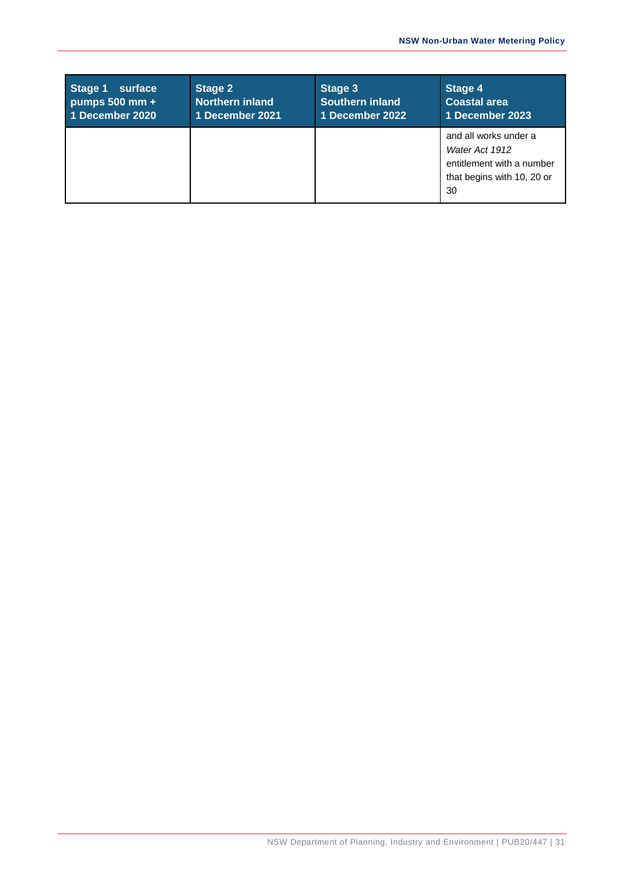| Stage 1 surface pumps 500 mm + 1 December 2020 | Stage 2 Northern inland 1 December 2021 | Stage 3 Southern inland 1 December 2022 | Stage 4 Coastal area 1 December 2023 |
|---|---|---|---|
| | | | and all works under a *Water Act 1912* entitlement with a number that begins with 10, 20 or 30 |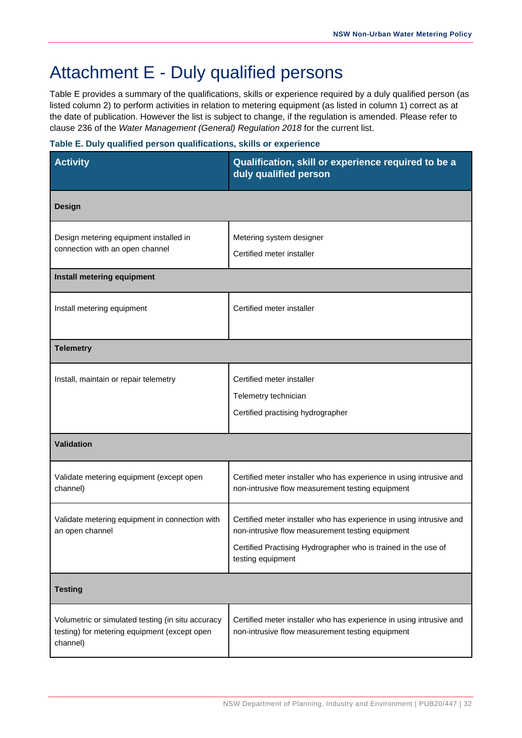# Attachment E - Duly qualified persons

Table E provides a summary of the qualifications, skills or experience required by a duly qualified person (as listed column 2) to perform activities in relation to metering equipment (as listed in column 1) correct as at the date of publication. However the list is subject to change, if the regulation is amended. Please refer to clause 236 of the *Water Management (General) Regulation 2018* for the current list.

**Table E. Duly qualified person qualifications, skills or experience**

| Activity | Qualification, skill or experience required to be a duly qualified person |
|---|---|
| **Design** | |
| Design metering equipment installed in connection with an open channel | Metering system designer<br>Certified meter installer |
| **Install metering equipment** | |
| Install metering equipment | Certified meter installer |
| **Telemetry** | |
| Install, maintain or repair telemetry | Certified meter installer<br>Telemetry technician<br>Certified practising hydrographer |
| **Validation** | |
| Validate metering equipment (except open channel) | Certified meter installer who has experience in using intrusive and non-intrusive flow measurement testing equipment |
| Validate metering equipment in connection with an open channel | Certified meter installer who has experience in using intrusive and non-intrusive flow measurement testing equipment<br>Certified Practising Hydrographer who is trained in the use of testing equipment |
| **Testing** | |
| Volumetric or simulated testing (in situ accuracy testing) for metering equipment (except open channel) | Certified meter installer who has experience in using intrusive and non-intrusive flow measurement testing equipment |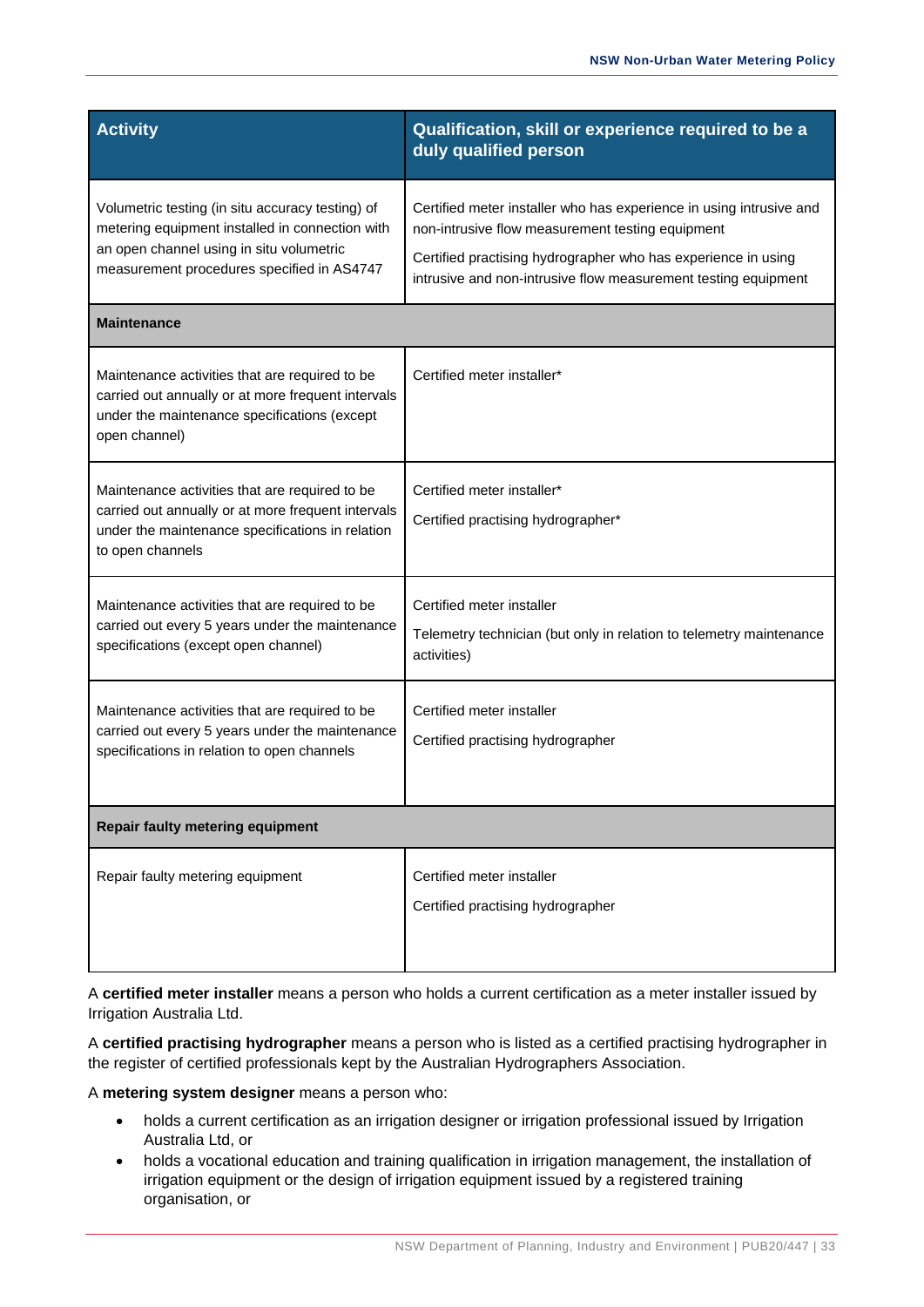| Activity | Qualification, skill or experience required to be a duly qualified person |
|---|---|
| Volumetric testing (in situ accuracy testing) of metering equipment installed in connection with an open channel using in situ volumetric measurement procedures specified in AS4747 | Certified meter installer who has experience in using intrusive and non-intrusive flow measurement testing equipment<br><br>Certified practising hydrographer who has experience in using intrusive and non-intrusive flow measurement testing equipment |
| **Maintenance** | |
| Maintenance activities that are required to be carried out annually or at more frequent intervals under the maintenance specifications (except open channel) | Certified meter installer* |
| Maintenance activities that are required to be carried out annually or at more frequent intervals under the maintenance specifications in relation to open channels | Certified meter installer*<br><br>Certified practising hydrographer* |
| Maintenance activities that are required to be carried out every 5 years under the maintenance specifications (except open channel) | Certified meter installer<br><br>Telemetry technician (but only in relation to telemetry maintenance activities) |
| Maintenance activities that are required to be carried out every 5 years under the maintenance specifications in relation to open channels | Certified meter installer<br><br>Certified practising hydrographer |
| **Repair faulty metering equipment** | |
| Repair faulty metering equipment | Certified meter installer<br><br>Certified practising hydrographer |

A **certified meter installer** means a person who holds a current certification as a meter installer issued by Irrigation Australia Ltd.

A **certified practising hydrographer** means a person who is listed as a certified practising hydrographer in the register of certified professionals kept by the Australian Hydrographers Association.

A **metering system designer** means a person who:

- holds a current certification as an irrigation designer or irrigation professional issued by Irrigation Australia Ltd, or
- holds a vocational education and training qualification in irrigation management, the installation of irrigation equipment or the design of irrigation equipment issued by a registered training organisation, or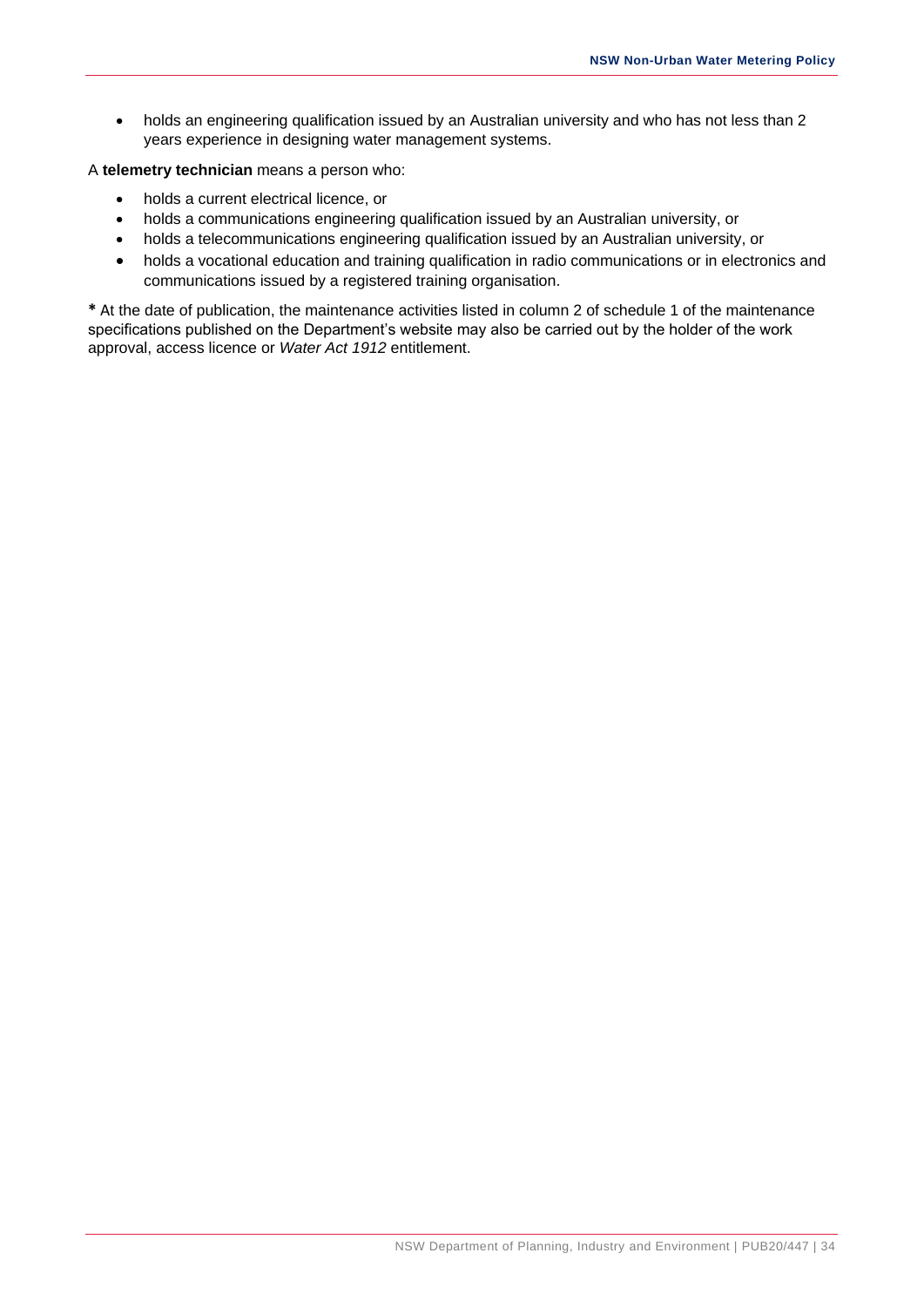- holds an engineering qualification issued by an Australian university and who has not less than 2 years experience in designing water management systems.

A **telemetry technician** means a person who:

- holds a current electrical licence, or
- holds a communications engineering qualification issued by an Australian university, or
- holds a telecommunications engineering qualification issued by an Australian university, or
- holds a vocational education and training qualification in radio communications or in electronics and communications issued by a registered training organisation.

**\*** At the date of publication, the maintenance activities listed in column 2 of schedule 1 of the maintenance specifications published on the Department's website may also be carried out by the holder of the work approval, access licence or *Water Act 1912* entitlement.